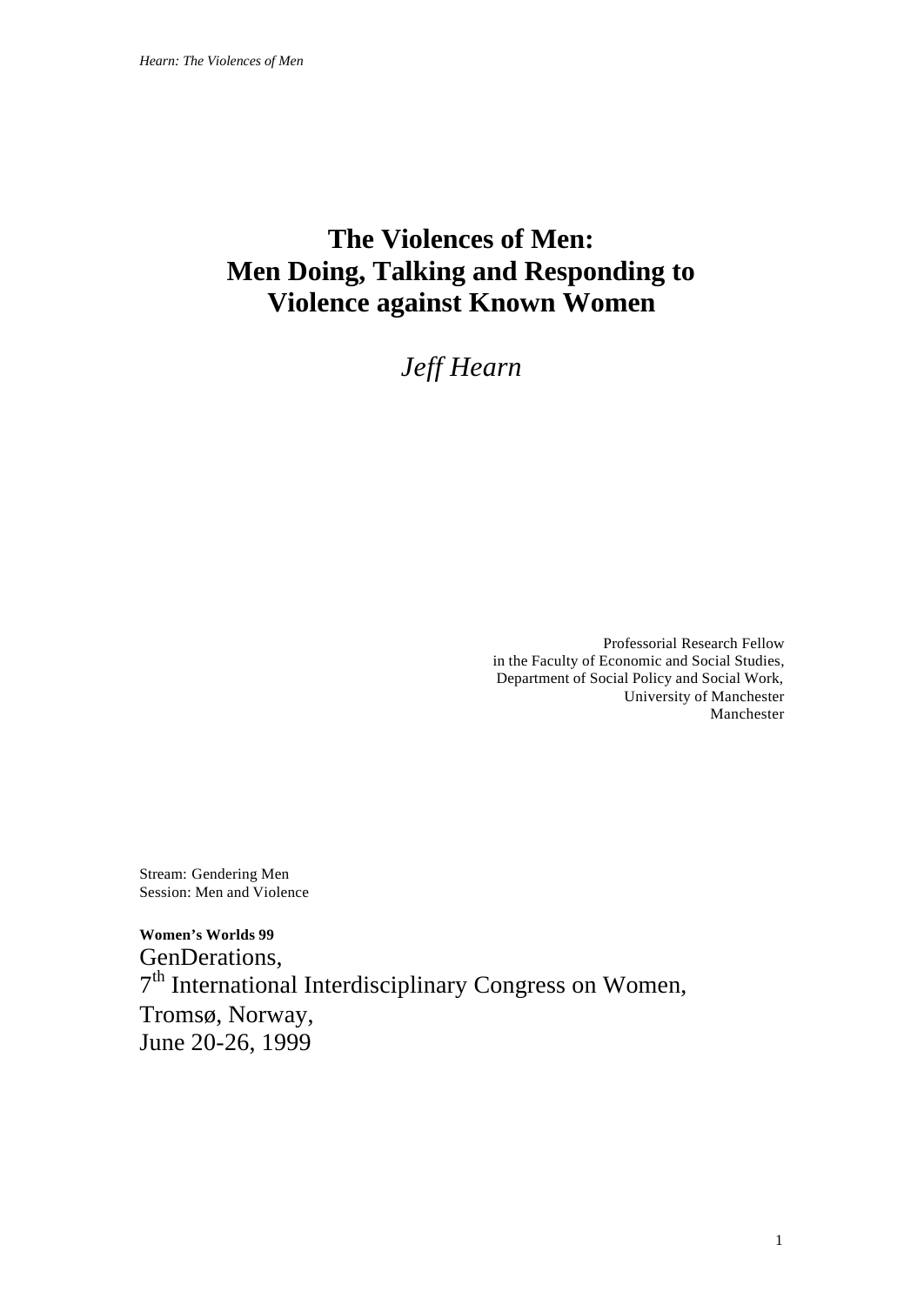# The Violences of Men: Men Doing, Talking and Responding to Violence against Known Women

*Jeff Hearn*

Professorial Research Fellow
in the Faculty of Economic and Social Studies,
Department of Social Policy and Social Work,
University of Manchester
Manchester

Stream: Gendering Men
Session: Men and Violence

**Women's Worlds 99**
GenDerations,
7th International Interdisciplinary Congress on Women,
Tromsø, Norway,
June 20-26, 1999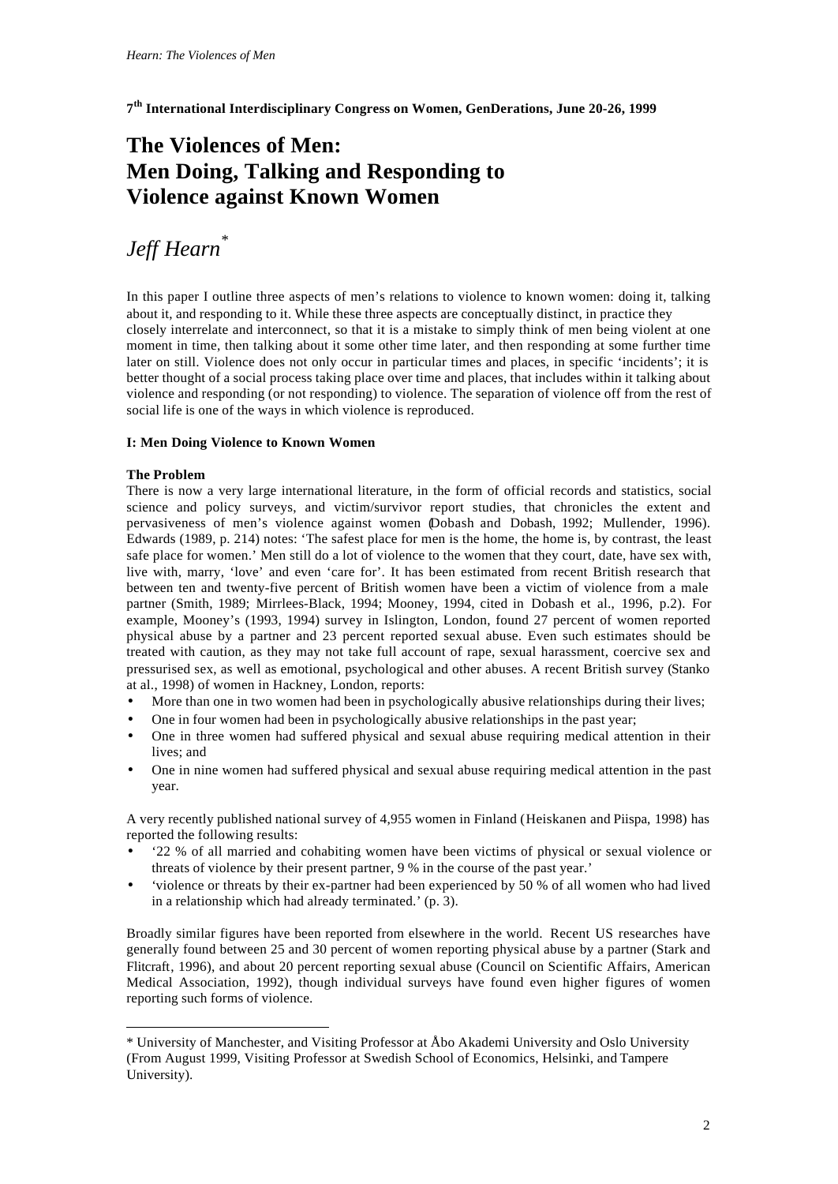**7th International Interdisciplinary Congress on Women, GenDerations, June 20-26, 1999**

# The Violences of Men: Men Doing, Talking and Responding to Violence against Known Women

## *Jeff Hearn*[*]

In this paper I outline three aspects of men's relations to violence to known women: doing it, talking about it, and responding to it. While these three aspects are conceptually distinct, in practice they closely interrelate and interconnect, so that it is a mistake to simply think of men being violent at one moment in time, then talking about it some other time later, and then responding at some further time later on still. Violence does not only occur in particular times and places, in specific 'incidents'; it is better thought of a social process taking place over time and places, that includes within it talking about violence and responding (or not responding) to violence. The separation of violence off from the rest of social life is one of the ways in which violence is reproduced.

### I: Men Doing Violence to Known Women

#### The Problem

There is now a very large international literature, in the form of official records and statistics, social science and policy surveys, and victim/survivor report studies, that chronicles the extent and pervasiveness of men's violence against women (Dobash and Dobash, 1992; Mullender, 1996). Edwards (1989, p. 214) notes: 'The safest place for men is the home, the home is, by contrast, the least safe place for women.' Men still do a lot of violence to the women that they court, date, have sex with, live with, marry, 'love' and even 'care for'. It has been estimated from recent British research that between ten and twenty-five percent of British women have been a victim of violence from a male partner (Smith, 1989; Mirrlees-Black, 1994; Mooney, 1994, cited in Dobash et al., 1996, p.2). For example, Mooney's (1993, 1994) survey in Islington, London, found 27 percent of women reported physical abuse by a partner and 23 percent reported sexual abuse. Even such estimates should be treated with caution, as they may not take full account of rape, sexual harassment, coercive sex and pressurised sex, as well as emotional, psychological and other abuses. A recent British survey (Stanko at al., 1998) of women in Hackney, London, reports:

- More than one in two women had been in psychologically abusive relationships during their lives;
- One in four women had been in psychologically abusive relationships in the past year;
- One in three women had suffered physical and sexual abuse requiring medical attention in their lives; and
- One in nine women had suffered physical and sexual abuse requiring medical attention in the past year.

A very recently published national survey of 4,955 women in Finland (Heiskanen and Piispa, 1998) has reported the following results:

- '22 % of all married and cohabiting women have been victims of physical or sexual violence or threats of violence by their present partner, 9 % in the course of the past year.'
- 'violence or threats by their ex-partner had been experienced by 50 % of all women who had lived in a relationship which had already terminated.' (p. 3).

Broadly similar figures have been reported from elsewhere in the world. Recent US researches have generally found between 25 and 30 percent of women reporting physical abuse by a partner (Stark and Flitcraft, 1996), and about 20 percent reporting sexual abuse (Council on Scientific Affairs, American Medical Association, 1992), though individual surveys have found even higher figures of women reporting such forms of violence.

---

* University of Manchester, and Visiting Professor at Åbo Akademi University and Oslo University (From August 1999, Visiting Professor at Swedish School of Economics, Helsinki, and Tampere University).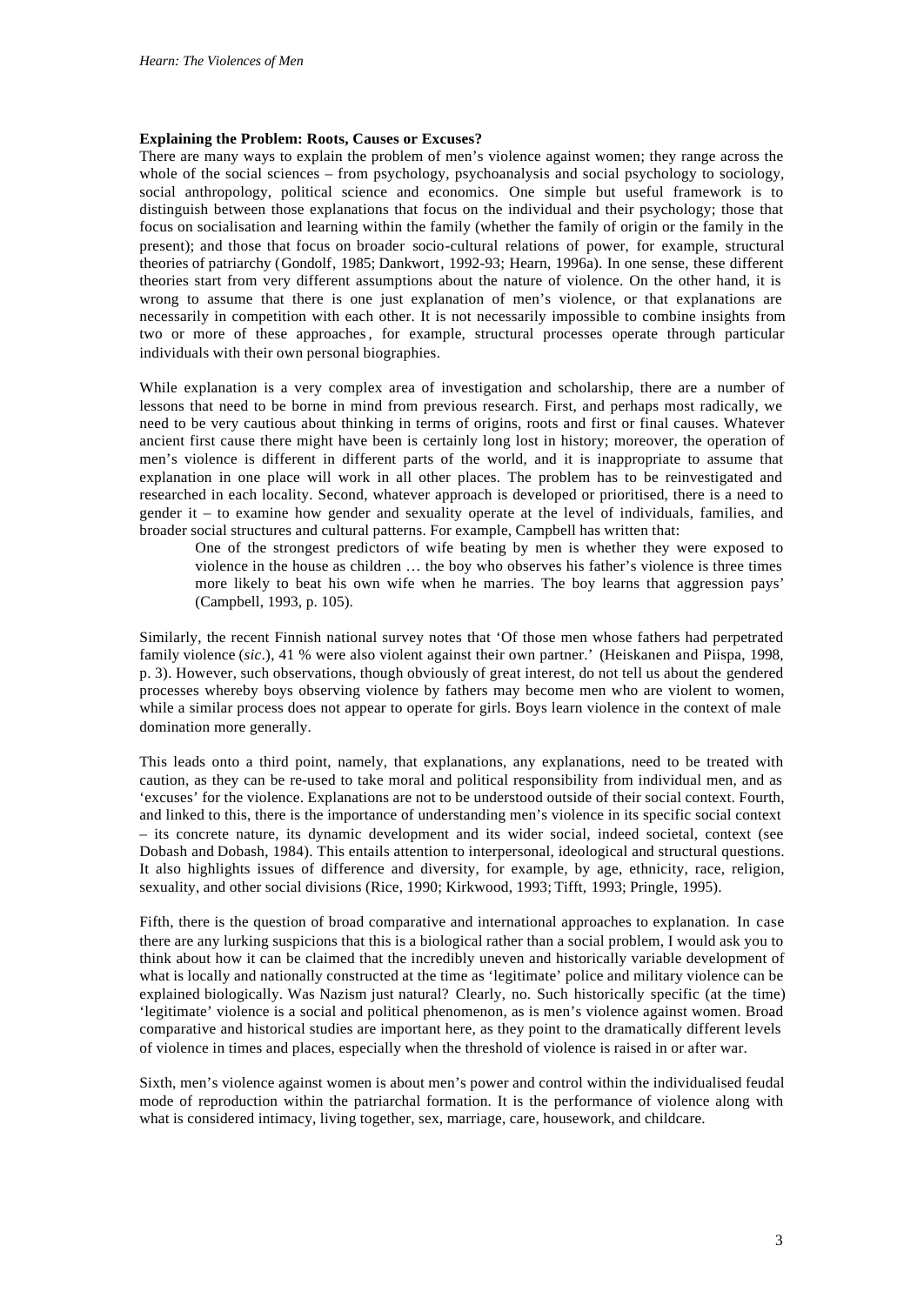**Explaining the Problem: Roots, Causes or Excuses?**

There are many ways to explain the problem of men's violence against women; they range across the whole of the social sciences – from psychology, psychoanalysis and social psychology to sociology, social anthropology, political science and economics. One simple but useful framework is to distinguish between those explanations that focus on the individual and their psychology; those that focus on socialisation and learning within the family (whether the family of origin or the family in the present); and those that focus on broader socio-cultural relations of power, for example, structural theories of patriarchy (Gondolf, 1985; Dankwort, 1992-93; Hearn, 1996a). In one sense, these different theories start from very different assumptions about the nature of violence. On the other hand, it is wrong to assume that there is one just explanation of men's violence, or that explanations are necessarily in competition with each other. It is not necessarily impossible to combine insights from two or more of these approaches, for example, structural processes operate through particular individuals with their own personal biographies.

While explanation is a very complex area of investigation and scholarship, there are a number of lessons that need to be borne in mind from previous research. First, and perhaps most radically, we need to be very cautious about thinking in terms of origins, roots and first or final causes. Whatever ancient first cause there might have been is certainly long lost in history; moreover, the operation of men's violence is different in different parts of the world, and it is inappropriate to assume that explanation in one place will work in all other places. The problem has to be reinvestigated and researched in each locality. Second, whatever approach is developed or prioritised, there is a need to gender it – to examine how gender and sexuality operate at the level of individuals, families, and broader social structures and cultural patterns. For example, Campbell has written that:

> One of the strongest predictors of wife beating by men is whether they were exposed to violence in the house as children … the boy who observes his father's violence is three times more likely to beat his own wife when he marries. The boy learns that aggression pays' (Campbell, 1993, p. 105).

Similarly, the recent Finnish national survey notes that 'Of those men whose fathers had perpetrated family violence (*sic*.), 41 % were also violent against their own partner.' (Heiskanen and Piispa, 1998, p. 3). However, such observations, though obviously of great interest, do not tell us about the gendered processes whereby boys observing violence by fathers may become men who are violent to women, while a similar process does not appear to operate for girls. Boys learn violence in the context of male domination more generally.

This leads onto a third point, namely, that explanations, any explanations, need to be treated with caution, as they can be re-used to take moral and political responsibility from individual men, and as 'excuses' for the violence. Explanations are not to be understood outside of their social context. Fourth, and linked to this, there is the importance of understanding men's violence in its specific social context – its concrete nature, its dynamic development and its wider social, indeed societal, context (see Dobash and Dobash, 1984). This entails attention to interpersonal, ideological and structural questions. It also highlights issues of difference and diversity, for example, by age, ethnicity, race, religion, sexuality, and other social divisions (Rice, 1990; Kirkwood, 1993; Tifft, 1993; Pringle, 1995).

Fifth, there is the question of broad comparative and international approaches to explanation. In case there are any lurking suspicions that this is a biological rather than a social problem, I would ask you to think about how it can be claimed that the incredibly uneven and historically variable development of what is locally and nationally constructed at the time as 'legitimate' police and military violence can be explained biologically. Was Nazism just natural? Clearly, no. Such historically specific (at the time) 'legitimate' violence is a social and political phenomenon, as is men's violence against women. Broad comparative and historical studies are important here, as they point to the dramatically different levels of violence in times and places, especially when the threshold of violence is raised in or after war.

Sixth, men's violence against women is about men's power and control within the individualised feudal mode of reproduction within the patriarchal formation. It is the performance of violence along with what is considered intimacy, living together, sex, marriage, care, housework, and childcare.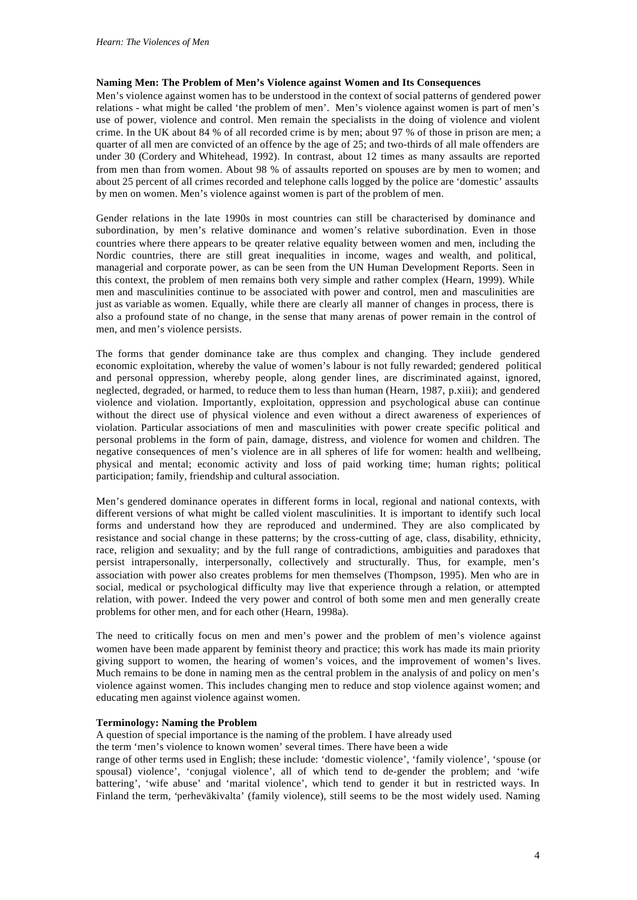**Naming Men: The Problem of Men's Violence against Women and Its Consequences**

Men's violence against women has to be understood in the context of social patterns of gendered power relations - what might be called 'the problem of men'. Men's violence against women is part of men's use of power, violence and control. Men remain the specialists in the doing of violence and violent crime. In the UK about 84 % of all recorded crime is by men; about 97 % of those in prison are men; a quarter of all men are convicted of an offence by the age of 25; and two-thirds of all male offenders are under 30 (Cordery and Whitehead, 1992). In contrast, about 12 times as many assaults are reported from men than from women. About 98 % of assaults reported on spouses are by men to women; and about 25 percent of all crimes recorded and telephone calls logged by the police are 'domestic' assaults by men on women. Men's violence against women is part of the problem of men.

Gender relations in the late 1990s in most countries can still be characterised by dominance and subordination, by men's relative dominance and women's relative subordination. Even in those countries where there appears to be qreater relative equality between women and men, including the Nordic countries, there are still great inequalities in income, wages and wealth, and political, managerial and corporate power, as can be seen from the UN Human Development Reports. Seen in this context, the problem of men remains both very simple and rather complex (Hearn, 1999). While men and masculinities continue to be associated with power and control, men and masculinities are just as variable as women. Equally, while there are clearly all manner of changes in process, there is also a profound state of no change, in the sense that many arenas of power remain in the control of men, and men's violence persists.

The forms that gender dominance take are thus complex and changing. They include gendered economic exploitation, whereby the value of women's labour is not fully rewarded; gendered political and personal oppression, whereby people, along gender lines, are discriminated against, ignored, neglected, degraded, or harmed, to reduce them to less than human (Hearn, 1987, p.xiii); and gendered violence and violation. Importantly, exploitation, oppression and psychological abuse can continue without the direct use of physical violence and even without a direct awareness of experiences of violation. Particular associations of men and masculinities with power create specific political and personal problems in the form of pain, damage, distress, and violence for women and children. The negative consequences of men's violence are in all spheres of life for women: health and wellbeing, physical and mental; economic activity and loss of paid working time; human rights; political participation; family, friendship and cultural association.

Men's gendered dominance operates in different forms in local, regional and national contexts, with different versions of what might be called violent masculinities. It is important to identify such local forms and understand how they are reproduced and undermined. They are also complicated by resistance and social change in these patterns; by the cross-cutting of age, class, disability, ethnicity, race, religion and sexuality; and by the full range of contradictions, ambiguities and paradoxes that persist intrapersonally, interpersonally, collectively and structurally. Thus, for example, men's association with power also creates problems for men themselves (Thompson, 1995). Men who are in social, medical or psychological difficulty may live that experience through a relation, or attempted relation, with power. Indeed the very power and control of both some men and men generally create problems for other men, and for each other (Hearn, 1998a).

The need to critically focus on men and men's power and the problem of men's violence against women have been made apparent by feminist theory and practice; this work has made its main priority giving support to women, the hearing of women's voices, and the improvement of women's lives. Much remains to be done in naming men as the central problem in the analysis of and policy on men's violence against women. This includes changing men to reduce and stop violence against women; and educating men against violence against women.

**Terminology: Naming the Problem**

A question of special importance is the naming of the problem. I have already used the term 'men's violence to known women' several times. There have been a wide range of other terms used in English; these include: 'domestic violence', 'family violence', 'spouse (or spousal) violence', 'conjugal violence', all of which tend to de-gender the problem; and 'wife battering', 'wife abuse' and 'marital violence', which tend to gender it but in restricted ways. In Finland the term, 'perheväkivalta' (family violence), still seems to be the most widely used. Naming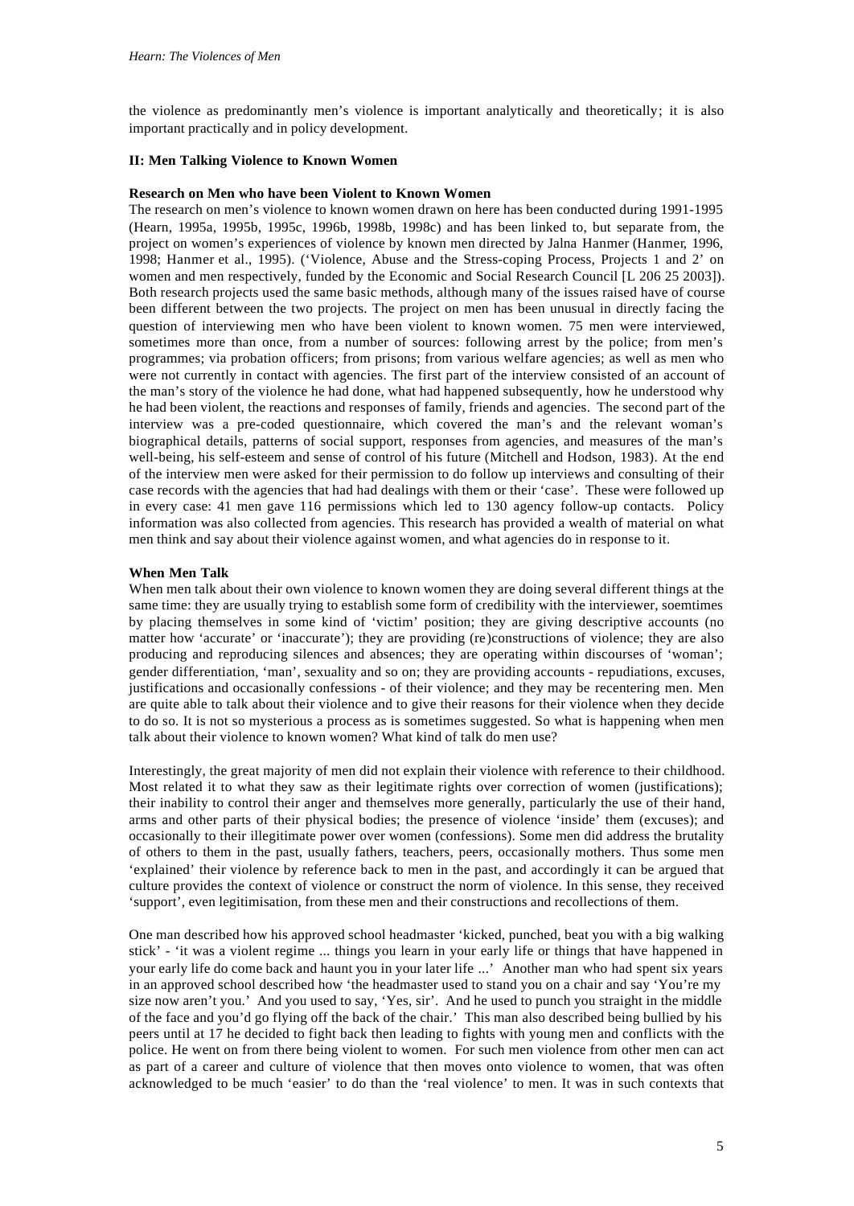the violence as predominantly men's violence is important analytically and theoretically; it is also important practically and in policy development.

## II: Men Talking Violence to Known Women

### Research on Men who have been Violent to Known Women

The research on men's violence to known women drawn on here has been conducted during 1991-1995 (Hearn, 1995a, 1995b, 1995c, 1996b, 1998b, 1998c) and has been linked to, but separate from, the project on women's experiences of violence by known men directed by Jalna Hanmer (Hanmer, 1996, 1998; Hanmer et al., 1995). ('Violence, Abuse and the Stress-coping Process, Projects 1 and 2' on women and men respectively, funded by the Economic and Social Research Council [L 206 25 2003]). Both research projects used the same basic methods, although many of the issues raised have of course been different between the two projects. The project on men has been unusual in directly facing the question of interviewing men who have been violent to known women. 75 men were interviewed, sometimes more than once, from a number of sources: following arrest by the police; from men's programmes; via probation officers; from prisons; from various welfare agencies; as well as men who were not currently in contact with agencies. The first part of the interview consisted of an account of the man's story of the violence he had done, what had happened subsequently, how he understood why he had been violent, the reactions and responses of family, friends and agencies. The second part of the interview was a pre-coded questionnaire, which covered the man's and the relevant woman's biographical details, patterns of social support, responses from agencies, and measures of the man's well-being, his self-esteem and sense of control of his future (Mitchell and Hodson, 1983). At the end of the interview men were asked for their permission to do follow up interviews and consulting of their case records with the agencies that had had dealings with them or their 'case'. These were followed up in every case: 41 men gave 116 permissions which led to 130 agency follow-up contacts. Policy information was also collected from agencies. This research has provided a wealth of material on what men think and say about their violence against women, and what agencies do in response to it.

### When Men Talk

When men talk about their own violence to known women they are doing several different things at the same time: they are usually trying to establish some form of credibility with the interviewer, soemtimes by placing themselves in some kind of 'victim' position; they are giving descriptive accounts (no matter how 'accurate' or 'inaccurate'); they are providing (re)constructions of violence; they are also producing and reproducing silences and absences; they are operating within discourses of 'woman'; gender differentiation, 'man', sexuality and so on; they are providing accounts - repudiations, excuses, justifications and occasionally confessions - of their violence; and they may be recentering men. Men are quite able to talk about their violence and to give their reasons for their violence when they decide to do so. It is not so mysterious a process as is sometimes suggested. So what is happening when men talk about their violence to known women? What kind of talk do men use?

Interestingly, the great majority of men did not explain their violence with reference to their childhood. Most related it to what they saw as their legitimate rights over correction of women (justifications); their inability to control their anger and themselves more generally, particularly the use of their hand, arms and other parts of their physical bodies; the presence of violence 'inside' them (excuses); and occasionally to their illegitimate power over women (confessions). Some men did address the brutality of others to them in the past, usually fathers, teachers, peers, occasionally mothers. Thus some men 'explained' their violence by reference back to men in the past, and accordingly it can be argued that culture provides the context of violence or construct the norm of violence. In this sense, they received 'support', even legitimisation, from these men and their constructions and recollections of them.

One man described how his approved school headmaster 'kicked, punched, beat you with a big walking stick' - 'it was a violent regime ... things you learn in your early life or things that have happened in your early life do come back and haunt you in your later life ...' Another man who had spent six years in an approved school described how 'the headmaster used to stand you on a chair and say 'You're my size now aren't you.' And you used to say, 'Yes, sir'. And he used to punch you straight in the middle of the face and you'd go flying off the back of the chair.' This man also described being bullied by his peers until at 17 he decided to fight back then leading to fights with young men and conflicts with the police. He went on from there being violent to women. For such men violence from other men can act as part of a career and culture of violence that then moves onto violence to women, that was often acknowledged to be much 'easier' to do than the 'real violence' to men. It was in such contexts that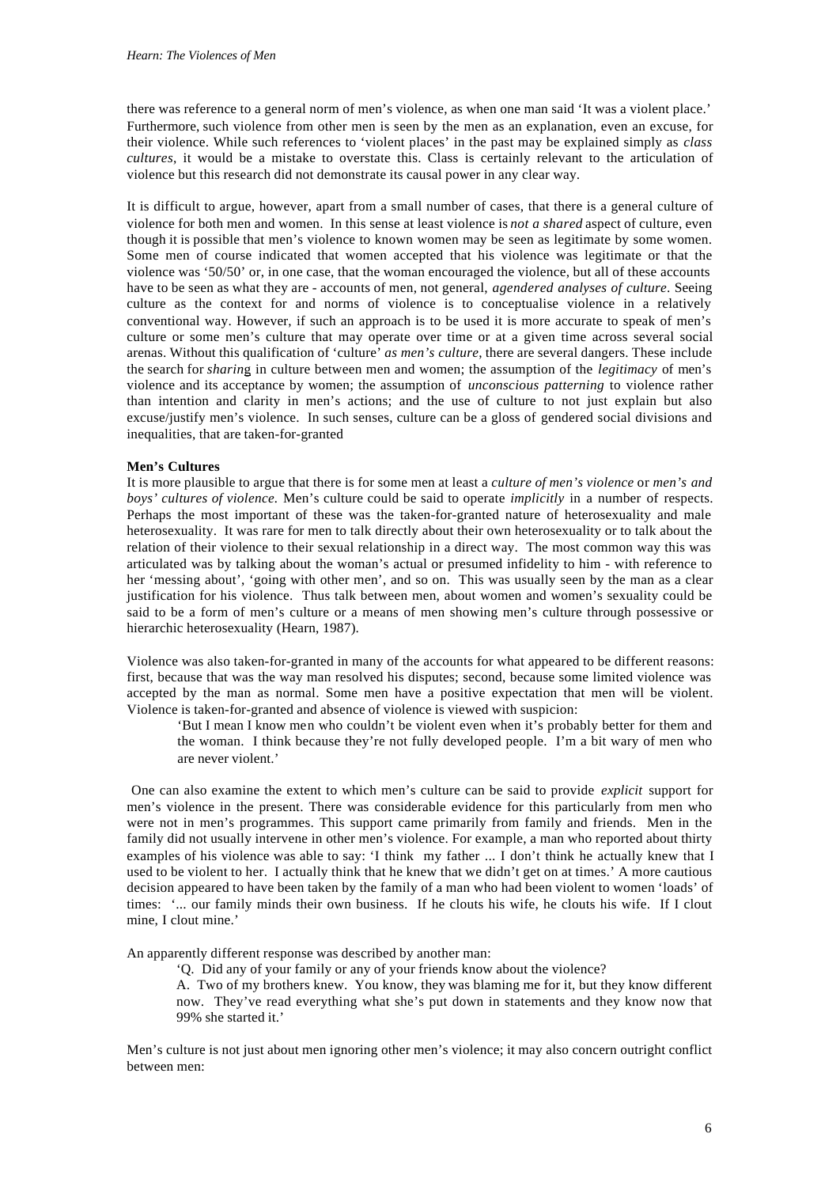there was reference to a general norm of men's violence, as when one man said 'It was a violent place.' Furthermore, such violence from other men is seen by the men as an explanation, even an excuse, for their violence. While such references to 'violent places' in the past may be explained simply as *class cultures*, it would be a mistake to overstate this. Class is certainly relevant to the articulation of violence but this research did not demonstrate its causal power in any clear way.

It is difficult to argue, however, apart from a small number of cases, that there is a general culture of violence for both men and women. In this sense at least violence is *not a shared* aspect of culture, even though it is possible that men's violence to known women may be seen as legitimate by some women. Some men of course indicated that women accepted that his violence was legitimate or that the violence was '50/50' or, in one case, that the woman encouraged the violence, but all of these accounts have to be seen as what they are - accounts of men, not general, *agendered analyses of culture*. Seeing culture as the context for and norms of violence is to conceptualise violence in a relatively conventional way. However, if such an approach is to be used it is more accurate to speak of men's culture or some men's culture that may operate over time or at a given time across several social arenas. Without this qualification of 'culture' *as men's culture*, there are several dangers. These include the search for *sharin*g in culture between men and women; the assumption of the *legitimacy* of men's violence and its acceptance by women; the assumption of *unconscious patterning* to violence rather than intention and clarity in men's actions; and the use of culture to not just explain but also excuse/justify men's violence. In such senses, culture can be a gloss of gendered social divisions and inequalities, that are taken-for-granted

**Men's Cultures**

It is more plausible to argue that there is for some men at least a *culture of men's violence* or *men's and boys' cultures of violence.* Men's culture could be said to operate *implicitly* in a number of respects. Perhaps the most important of these was the taken-for-granted nature of heterosexuality and male heterosexuality. It was rare for men to talk directly about their own heterosexuality or to talk about the relation of their violence to their sexual relationship in a direct way. The most common way this was articulated was by talking about the woman's actual or presumed infidelity to him - with reference to her 'messing about', 'going with other men', and so on. This was usually seen by the man as a clear justification for his violence. Thus talk between men, about women and women's sexuality could be said to be a form of men's culture or a means of men showing men's culture through possessive or hierarchic heterosexuality (Hearn, 1987).

Violence was also taken-for-granted in many of the accounts for what appeared to be different reasons: first, because that was the way man resolved his disputes; second, because some limited violence was accepted by the man as normal. Some men have a positive expectation that men will be violent. Violence is taken-for-granted and absence of violence is viewed with suspicion:

> 'But I mean I know men who couldn't be violent even when it's probably better for them and the woman. I think because they're not fully developed people. I'm a bit wary of men who are never violent.'

One can also examine the extent to which men's culture can be said to provide *explicit* support for men's violence in the present. There was considerable evidence for this particularly from men who were not in men's programmes. This support came primarily from family and friends. Men in the family did not usually intervene in other men's violence. For example, a man who reported about thirty examples of his violence was able to say: 'I think my father ... I don't think he actually knew that I used to be violent to her. I actually think that he knew that we didn't get on at times.' A more cautious decision appeared to have been taken by the family of a man who had been violent to women 'loads' of times: '... our family minds their own business. If he clouts his wife, he clouts his wife. If I clout mine, I clout mine.'

An apparently different response was described by another man:

> 'Q. Did any of your family or any of your friends know about the violence?
>
> A. Two of my brothers knew. You know, they was blaming me for it, but they know different now. They've read everything what she's put down in statements and they know now that 99% she started it.'

Men's culture is not just about men ignoring other men's violence; it may also concern outright conflict between men: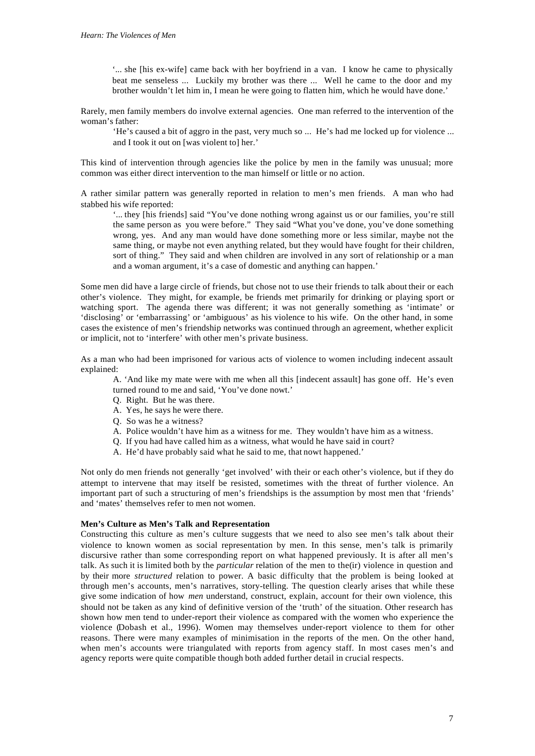> '... she [his ex-wife] came back with her boyfriend in a van. I know he came to physically beat me senseless ... Luckily my brother was there ... Well he came to the door and my brother wouldn't let him in, I mean he were going to flatten him, which he would have done.'

Rarely, men family members do involve external agencies. One man referred to the intervention of the woman's father:

> 'He's caused a bit of aggro in the past, very much so ... He's had me locked up for violence ... and I took it out on [was violent to] her.'

This kind of intervention through agencies like the police by men in the family was unusual; more common was either direct intervention to the man himself or little or no action.

A rather similar pattern was generally reported in relation to men's men friends. A man who had stabbed his wife reported:

> '... they [his friends] said "You've done nothing wrong against us or our families, you're still the same person as you were before." They said "What you've done, you've done something wrong, yes. And any man would have done something more or less similar, maybe not the same thing, or maybe not even anything related, but they would have fought for their children, sort of thing." They said and when children are involved in any sort of relationship or a man and a woman argument, it's a case of domestic and anything can happen.'

Some men did have a large circle of friends, but chose not to use their friends to talk about their or each other's violence. They might, for example, be friends met primarily for drinking or playing sport or watching sport. The agenda there was different; it was not generally something as 'intimate' or 'disclosing' or 'embarrassing' or 'ambiguous' as his violence to his wife. On the other hand, in some cases the existence of men's friendship networks was continued through an agreement, whether explicit or implicit, not to 'interfere' with other men's private business.

As a man who had been imprisoned for various acts of violence to women including indecent assault explained:

> A. 'And like my mate were with me when all this [indecent assault] has gone off. He's even turned round to me and said, 'You've done nowt.'
> Q. Right. But he was there.
> A. Yes, he says he were there.
> Q. So was he a witness?
> A. Police wouldn't have him as a witness for me. They wouldn't have him as a witness.
> Q. If you had have called him as a witness, what would he have said in court?
> A. He'd have probably said what he said to me, that nowt happened.'

Not only do men friends not generally 'get involved' with their or each other's violence, but if they do attempt to intervene that may itself be resisted, sometimes with the threat of further violence. An important part of such a structuring of men's friendships is the assumption by most men that 'friends' and 'mates' themselves refer to men not women.

**Men's Culture as Men's Talk and Representation**

Constructing this culture as men's culture suggests that we need to also see men's talk about their violence to known women as social representation by men. In this sense, men's talk is primarily discursive rather than some corresponding report on what happened previously. It is after all men's talk. As such it is limited both by the *particular* relation of the men to the(ir) violence in question and by their more *structured* relation to power. A basic difficulty that the problem is being looked at through men's accounts, men's narratives, story-telling. The question clearly arises that while these give some indication of how *men* understand, construct, explain, account for their own violence, this should not be taken as any kind of definitive version of the 'truth' of the situation. Other research has shown how men tend to under-report their violence as compared with the women who experience the violence (Dobash et al., 1996). Women may themselves under-report violence to them for other reasons. There were many examples of minimisation in the reports of the men. On the other hand, when men's accounts were triangulated with reports from agency staff. In most cases men's and agency reports were quite compatible though both added further detail in crucial respects.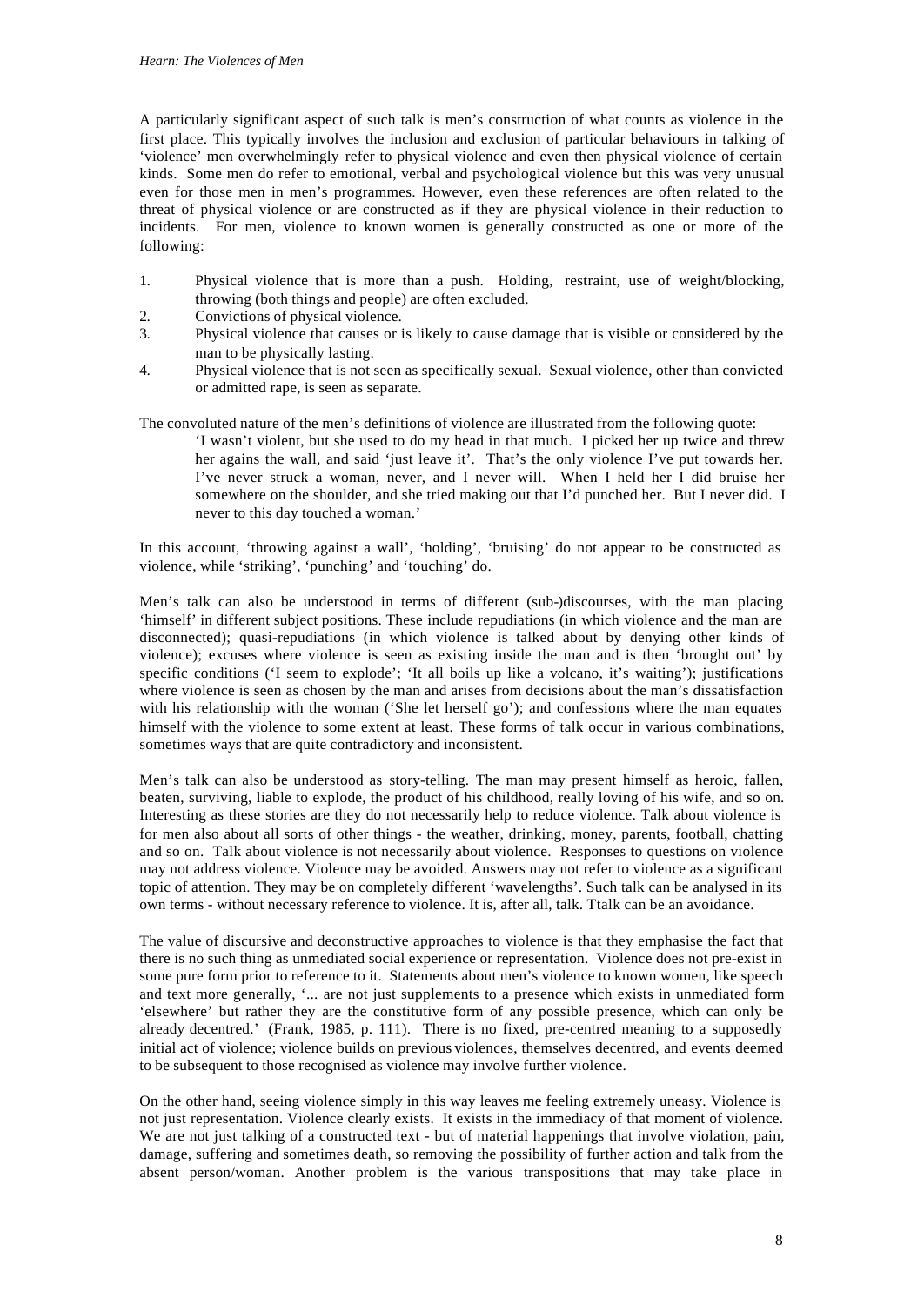A particularly significant aspect of such talk is men's construction of what counts as violence in the first place. This typically involves the inclusion and exclusion of particular behaviours in talking of 'violence' men overwhelmingly refer to physical violence and even then physical violence of certain kinds. Some men do refer to emotional, verbal and psychological violence but this was very unusual even for those men in men's programmes. However, even these references are often related to the threat of physical violence or are constructed as if they are physical violence in their reduction to incidents. For men, violence to known women is generally constructed as one or more of the following:

1. Physical violence that is more than a push. Holding, restraint, use of weight/blocking, throwing (both things and people) are often excluded.
2. Convictions of physical violence.
3. Physical violence that causes or is likely to cause damage that is visible or considered by the man to be physically lasting.
4. Physical violence that is not seen as specifically sexual. Sexual violence, other than convicted or admitted rape, is seen as separate.

The convoluted nature of the men's definitions of violence are illustrated from the following quote:

> 'I wasn't violent, but she used to do my head in that much. I picked her up twice and threw her agains the wall, and said 'just leave it'. That's the only violence I've put towards her. I've never struck a woman, never, and I never will. When I held her I did bruise her somewhere on the shoulder, and she tried making out that I'd punched her. But I never did. I never to this day touched a woman.'

In this account, 'throwing against a wall', 'holding', 'bruising' do not appear to be constructed as violence, while 'striking', 'punching' and 'touching' do.

Men's talk can also be understood in terms of different (sub-)discourses, with the man placing 'himself' in different subject positions. These include repudiations (in which violence and the man are disconnected); quasi-repudiations (in which violence is talked about by denying other kinds of violence); excuses where violence is seen as existing inside the man and is then 'brought out' by specific conditions ('I seem to explode'; 'It all boils up like a volcano, it's waiting'); justifications where violence is seen as chosen by the man and arises from decisions about the man's dissatisfaction with his relationship with the woman ('She let herself go'); and confessions where the man equates himself with the violence to some extent at least. These forms of talk occur in various combinations, sometimes ways that are quite contradictory and inconsistent.

Men's talk can also be understood as story-telling. The man may present himself as heroic, fallen, beaten, surviving, liable to explode, the product of his childhood, really loving of his wife, and so on. Interesting as these stories are they do not necessarily help to reduce violence. Talk about violence is for men also about all sorts of other things - the weather, drinking, money, parents, football, chatting and so on. Talk about violence is not necessarily about violence. Responses to questions on violence may not address violence. Violence may be avoided. Answers may not refer to violence as a significant topic of attention. They may be on completely different 'wavelengths'. Such talk can be analysed in its own terms - without necessary reference to violence. It is, after all, talk. Ttalk can be an avoidance.

The value of discursive and deconstructive approaches to violence is that they emphasise the fact that there is no such thing as unmediated social experience or representation. Violence does not pre-exist in some pure form prior to reference to it. Statements about men's violence to known women, like speech and text more generally, '... are not just supplements to a presence which exists in unmediated form 'elsewhere' but rather they are the constitutive form of any possible presence, which can only be already decentred.' (Frank, 1985, p. 111). There is no fixed, pre-centred meaning to a supposedly initial act of violence; violence builds on previous violences, themselves decentred, and events deemed to be subsequent to those recognised as violence may involve further violence.

On the other hand, seeing violence simply in this way leaves me feeling extremely uneasy. Violence is not just representation. Violence clearly exists. It exists in the immediacy of that moment of violence. We are not just talking of a constructed text - but of material happenings that involve violation, pain, damage, suffering and sometimes death, so removing the possibility of further action and talk from the absent person/woman. Another problem is the various transpositions that may take place in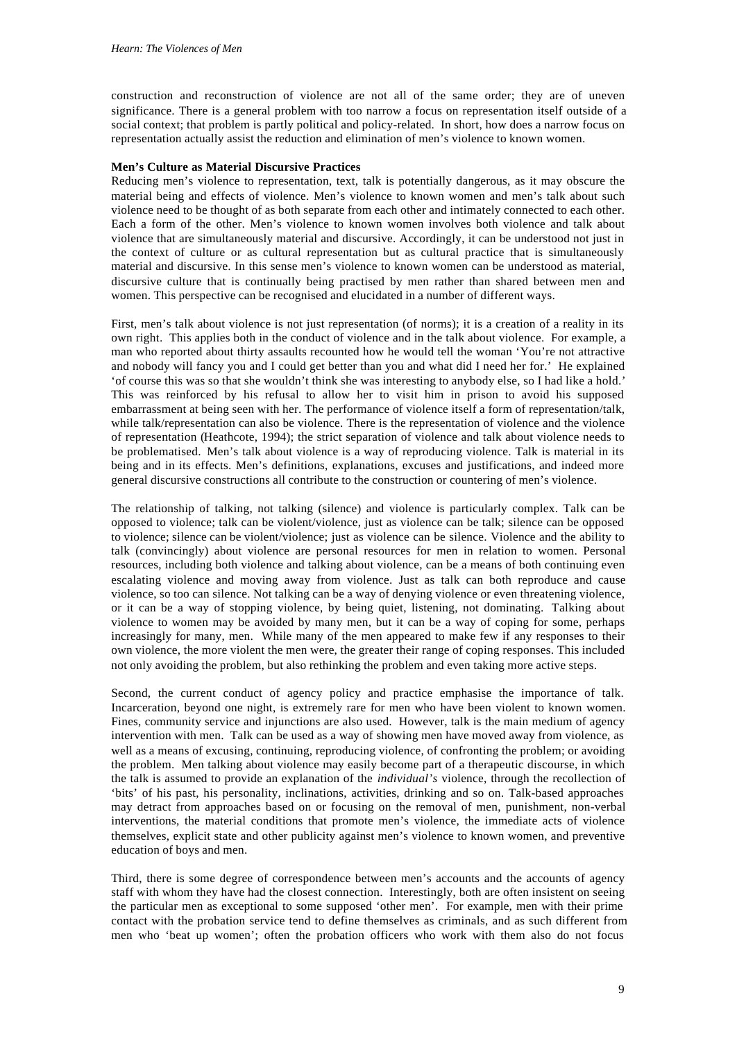construction and reconstruction of violence are not all of the same order; they are of uneven significance. There is a general problem with too narrow a focus on representation itself outside of a social context; that problem is partly political and policy-related. In short, how does a narrow focus on representation actually assist the reduction and elimination of men's violence to known women.

**Men's Culture as Material Discursive Practices**

Reducing men's violence to representation, text, talk is potentially dangerous, as it may obscure the material being and effects of violence. Men's violence to known women and men's talk about such violence need to be thought of as both separate from each other and intimately connected to each other. Each a form of the other. Men's violence to known women involves both violence and talk about violence that are simultaneously material and discursive. Accordingly, it can be understood not just in the context of culture or as cultural representation but as cultural practice that is simultaneously material and discursive. In this sense men's violence to known women can be understood as material, discursive culture that is continually being practised by men rather than shared between men and women. This perspective can be recognised and elucidated in a number of different ways.

First, men's talk about violence is not just representation (of norms); it is a creation of a reality in its own right. This applies both in the conduct of violence and in the talk about violence. For example, a man who reported about thirty assaults recounted how he would tell the woman 'You're not attractive and nobody will fancy you and I could get better than you and what did I need her for.' He explained 'of course this was so that she wouldn't think she was interesting to anybody else, so I had like a hold.' This was reinforced by his refusal to allow her to visit him in prison to avoid his supposed embarrassment at being seen with her. The performance of violence itself a form of representation/talk, while talk/representation can also be violence. There is the representation of violence and the violence of representation (Heathcote, 1994); the strict separation of violence and talk about violence needs to be problematised. Men's talk about violence is a way of reproducing violence. Talk is material in its being and in its effects. Men's definitions, explanations, excuses and justifications, and indeed more general discursive constructions all contribute to the construction or countering of men's violence.

The relationship of talking, not talking (silence) and violence is particularly complex. Talk can be opposed to violence; talk can be violent/violence, just as violence can be talk; silence can be opposed to violence; silence can be violent/violence; just as violence can be silence. Violence and the ability to talk (convincingly) about violence are personal resources for men in relation to women. Personal resources, including both violence and talking about violence, can be a means of both continuing even escalating violence and moving away from violence. Just as talk can both reproduce and cause violence, so too can silence. Not talking can be a way of denying violence or even threatening violence, or it can be a way of stopping violence, by being quiet, listening, not dominating. Talking about violence to women may be avoided by many men, but it can be a way of coping for some, perhaps increasingly for many, men. While many of the men appeared to make few if any responses to their own violence, the more violent the men were, the greater their range of coping responses. This included not only avoiding the problem, but also rethinking the problem and even taking more active steps.

Second, the current conduct of agency policy and practice emphasise the importance of talk. Incarceration, beyond one night, is extremely rare for men who have been violent to known women. Fines, community service and injunctions are also used. However, talk is the main medium of agency intervention with men. Talk can be used as a way of showing men have moved away from violence, as well as a means of excusing, continuing, reproducing violence, of confronting the problem; or avoiding the problem. Men talking about violence may easily become part of a therapeutic discourse, in which the talk is assumed to provide an explanation of the *individual's* violence, through the recollection of 'bits' of his past, his personality, inclinations, activities, drinking and so on. Talk-based approaches may detract from approaches based on or focusing on the removal of men, punishment, non-verbal interventions, the material conditions that promote men's violence, the immediate acts of violence themselves, explicit state and other publicity against men's violence to known women, and preventive education of boys and men.

Third, there is some degree of correspondence between men's accounts and the accounts of agency staff with whom they have had the closest connection. Interestingly, both are often insistent on seeing the particular men as exceptional to some supposed 'other men'. For example, men with their prime contact with the probation service tend to define themselves as criminals, and as such different from men who 'beat up women'; often the probation officers who work with them also do not focus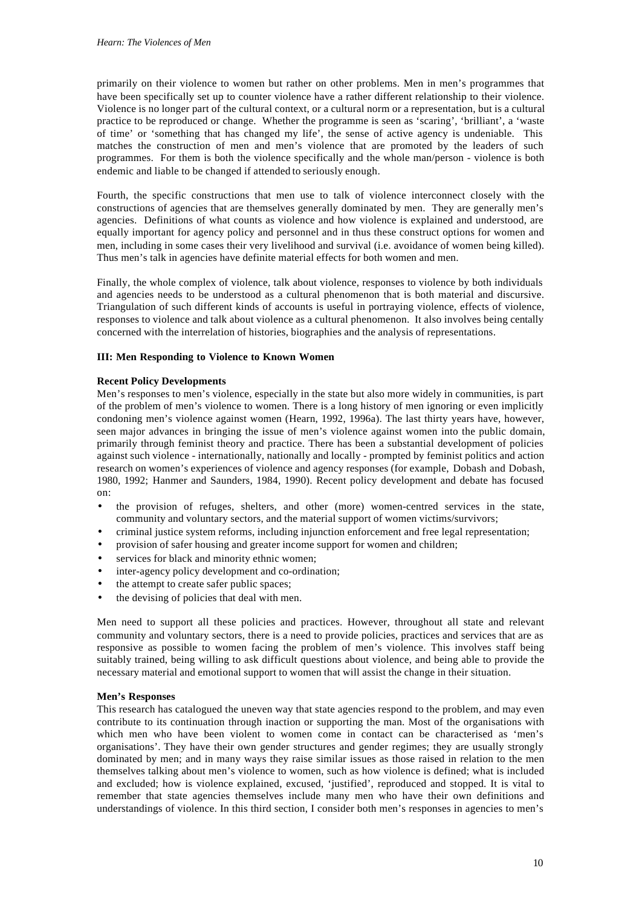primarily on their violence to women but rather on other problems. Men in men's programmes that have been specifically set up to counter violence have a rather different relationship to their violence. Violence is no longer part of the cultural context, or a cultural norm or a representation, but is a cultural practice to be reproduced or change. Whether the programme is seen as 'scaring', 'brilliant', a 'waste of time' or 'something that has changed my life', the sense of active agency is undeniable. This matches the construction of men and men's violence that are promoted by the leaders of such programmes. For them is both the violence specifically and the whole man/person - violence is both endemic and liable to be changed if attended to seriously enough.

Fourth, the specific constructions that men use to talk of violence interconnect closely with the constructions of agencies that are themselves generally dominated by men. They are generally men's agencies. Definitions of what counts as violence and how violence is explained and understood, are equally important for agency policy and personnel and in thus these construct options for women and men, including in some cases their very livelihood and survival (i.e. avoidance of women being killed). Thus men's talk in agencies have definite material effects for both women and men.

Finally, the whole complex of violence, talk about violence, responses to violence by both individuals and agencies needs to be understood as a cultural phenomenon that is both material and discursive. Triangulation of such different kinds of accounts is useful in portraying violence, effects of violence, responses to violence and talk about violence as a cultural phenomenon. It also involves being centally concerned with the interrelation of histories, biographies and the analysis of representations.

## III: Men Responding to Violence to Known Women

### Recent Policy Developments

Men's responses to men's violence, especially in the state but also more widely in communities, is part of the problem of men's violence to women. There is a long history of men ignoring or even implicitly condoning men's violence against women (Hearn, 1992, 1996a). The last thirty years have, however, seen major advances in bringing the issue of men's violence against women into the public domain, primarily through feminist theory and practice. There has been a substantial development of policies against such violence - internationally, nationally and locally - prompted by feminist politics and action research on women's experiences of violence and agency responses (for example, Dobash and Dobash, 1980, 1992; Hanmer and Saunders, 1984, 1990). Recent policy development and debate has focused on:

- the provision of refuges, shelters, and other (more) women-centred services in the state, community and voluntary sectors, and the material support of women victims/survivors;
- criminal justice system reforms, including injunction enforcement and free legal representation;
- provision of safer housing and greater income support for women and children;
- services for black and minority ethnic women;
- inter-agency policy development and co-ordination;
- the attempt to create safer public spaces;
- the devising of policies that deal with men.

Men need to support all these policies and practices. However, throughout all state and relevant community and voluntary sectors, there is a need to provide policies, practices and services that are as responsive as possible to women facing the problem of men's violence. This involves staff being suitably trained, being willing to ask difficult questions about violence, and being able to provide the necessary material and emotional support to women that will assist the change in their situation.

### Men's Responses

This research has catalogued the uneven way that state agencies respond to the problem, and may even contribute to its continuation through inaction or supporting the man. Most of the organisations with which men who have been violent to women come in contact can be characterised as 'men's organisations'. They have their own gender structures and gender regimes; they are usually strongly dominated by men; and in many ways they raise similar issues as those raised in relation to the men themselves talking about men's violence to women, such as how violence is defined; what is included and excluded; how is violence explained, excused, 'justified', reproduced and stopped. It is vital to remember that state agencies themselves include many men who have their own definitions and understandings of violence. In this third section, I consider both men's responses in agencies to men's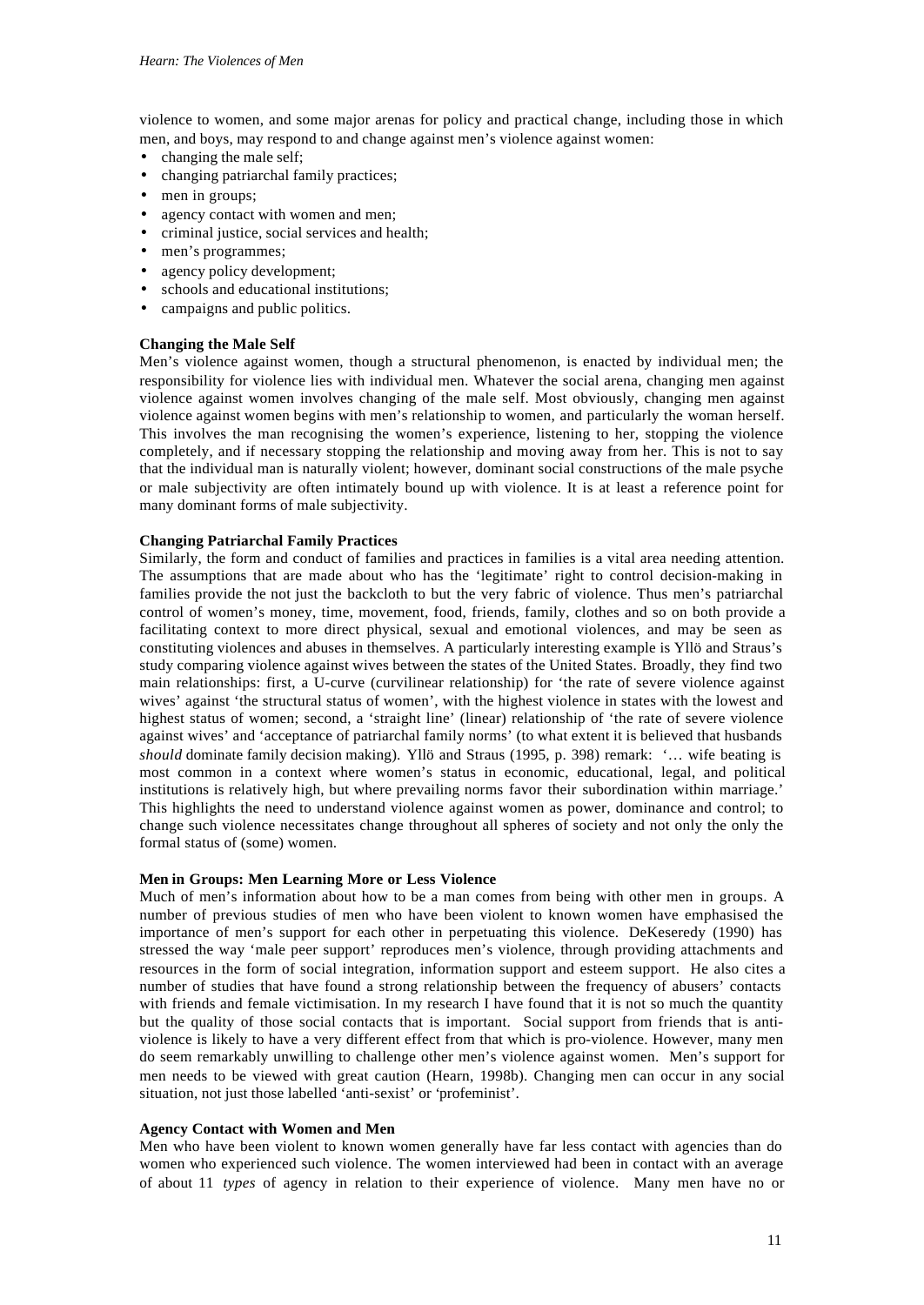violence to women, and some major arenas for policy and practical change, including those in which men, and boys, may respond to and change against men's violence against women:

- changing the male self;
- changing patriarchal family practices;
- men in groups;
- agency contact with women and men;
- criminal justice, social services and health;
- men's programmes;
- agency policy development;
- schools and educational institutions;
- campaigns and public politics.

**Changing the Male Self**

Men's violence against women, though a structural phenomenon, is enacted by individual men; the responsibility for violence lies with individual men. Whatever the social arena, changing men against violence against women involves changing of the male self. Most obviously, changing men against violence against women begins with men's relationship to women, and particularly the woman herself. This involves the man recognising the women's experience, listening to her, stopping the violence completely, and if necessary stopping the relationship and moving away from her. This is not to say that the individual man is naturally violent; however, dominant social constructions of the male psyche or male subjectivity are often intimately bound up with violence. It is at least a reference point for many dominant forms of male subjectivity.

**Changing Patriarchal Family Practices**

Similarly, the form and conduct of families and practices in families is a vital area needing attention. The assumptions that are made about who has the 'legitimate' right to control decision-making in families provide the not just the backcloth to but the very fabric of violence. Thus men's patriarchal control of women's money, time, movement, food, friends, family, clothes and so on both provide a facilitating context to more direct physical, sexual and emotional violences, and may be seen as constituting violences and abuses in themselves. A particularly interesting example is Yllö and Straus's study comparing violence against wives between the states of the United States. Broadly, they find two main relationships: first, a U-curve (curvilinear relationship) for 'the rate of severe violence against wives' against 'the structural status of women', with the highest violence in states with the lowest and highest status of women; second, a 'straight line' (linear) relationship of 'the rate of severe violence against wives' and 'acceptance of patriarchal family norms' (to what extent it is believed that husbands *should* dominate family decision making). Yllö and Straus (1995, p. 398) remark: '… wife beating is most common in a context where women's status in economic, educational, legal, and political institutions is relatively high, but where prevailing norms favor their subordination within marriage.' This highlights the need to understand violence against women as power, dominance and control; to change such violence necessitates change throughout all spheres of society and not only the only the formal status of (some) women.

**Men in Groups: Men Learning More or Less Violence**

Much of men's information about how to be a man comes from being with other men in groups. A number of previous studies of men who have been violent to known women have emphasised the importance of men's support for each other in perpetuating this violence. DeKeseredy (1990) has stressed the way 'male peer support' reproduces men's violence, through providing attachments and resources in the form of social integration, information support and esteem support. He also cites a number of studies that have found a strong relationship between the frequency of abusers' contacts with friends and female victimisation. In my research I have found that it is not so much the quantity but the quality of those social contacts that is important. Social support from friends that is anti-violence is likely to have a very different effect from that which is pro-violence. However, many men do seem remarkably unwilling to challenge other men's violence against women. Men's support for men needs to be viewed with great caution (Hearn, 1998b). Changing men can occur in any social situation, not just those labelled 'anti-sexist' or 'profeminist'.

**Agency Contact with Women and Men**

Men who have been violent to known women generally have far less contact with agencies than do women who experienced such violence. The women interviewed had been in contact with an average of about 11 *types* of agency in relation to their experience of violence. Many men have no or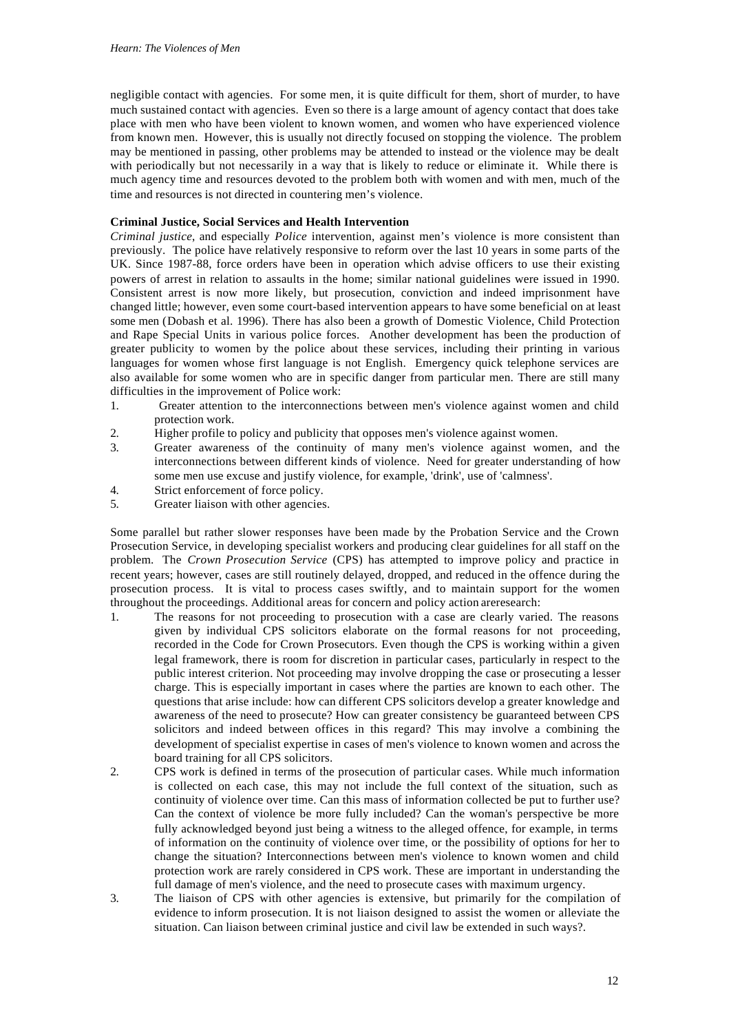negligible contact with agencies. For some men, it is quite difficult for them, short of murder, to have much sustained contact with agencies. Even so there is a large amount of agency contact that does take place with men who have been violent to known women, and women who have experienced violence from known men. However, this is usually not directly focused on stopping the violence. The problem may be mentioned in passing, other problems may be attended to instead or the violence may be dealt with periodically but not necessarily in a way that is likely to reduce or eliminate it. While there is much agency time and resources devoted to the problem both with women and with men, much of the time and resources is not directed in countering men's violence.

**Criminal Justice, Social Services and Health Intervention**

*Criminal justice*, and especially *Police* intervention, against men's violence is more consistent than previously. The police have relatively responsive to reform over the last 10 years in some parts of the UK. Since 1987-88, force orders have been in operation which advise officers to use their existing powers of arrest in relation to assaults in the home; similar national guidelines were issued in 1990. Consistent arrest is now more likely, but prosecution, conviction and indeed imprisonment have changed little; however, even some court-based intervention appears to have some beneficial on at least some men (Dobash et al. 1996). There has also been a growth of Domestic Violence, Child Protection and Rape Special Units in various police forces. Another development has been the production of greater publicity to women by the police about these services, including their printing in various languages for women whose first language is not English. Emergency quick telephone services are also available for some women who are in specific danger from particular men. There are still many difficulties in the improvement of Police work:

1. Greater attention to the interconnections between men's violence against women and child protection work.
2. Higher profile to policy and publicity that opposes men's violence against women.
3. Greater awareness of the continuity of many men's violence against women, and the interconnections between different kinds of violence. Need for greater understanding of how some men use excuse and justify violence, for example, 'drink', use of 'calmness'.
4. Strict enforcement of force policy.
5. Greater liaison with other agencies.

Some parallel but rather slower responses have been made by the Probation Service and the Crown Prosecution Service, in developing specialist workers and producing clear guidelines for all staff on the problem. The *Crown Prosecution Service* (CPS) has attempted to improve policy and practice in recent years; however, cases are still routinely delayed, dropped, and reduced in the offence during the prosecution process. It is vital to process cases swiftly, and to maintain support for the women throughout the proceedings. Additional areas for concern and policy action areresearch:

1. The reasons for not proceeding to prosecution with a case are clearly varied. The reasons given by individual CPS solicitors elaborate on the formal reasons for not proceeding, recorded in the Code for Crown Prosecutors. Even though the CPS is working within a given legal framework, there is room for discretion in particular cases, particularly in respect to the public interest criterion. Not proceeding may involve dropping the case or prosecuting a lesser charge. This is especially important in cases where the parties are known to each other. The questions that arise include: how can different CPS solicitors develop a greater knowledge and awareness of the need to prosecute? How can greater consistency be guaranteed between CPS solicitors and indeed between offices in this regard? This may involve a combining the development of specialist expertise in cases of men's violence to known women and across the board training for all CPS solicitors.
2. CPS work is defined in terms of the prosecution of particular cases. While much information is collected on each case, this may not include the full context of the situation, such as continuity of violence over time. Can this mass of information collected be put to further use? Can the context of violence be more fully included? Can the woman's perspective be more fully acknowledged beyond just being a witness to the alleged offence, for example, in terms of information on the continuity of violence over time, or the possibility of options for her to change the situation? Interconnections between men's violence to known women and child protection work are rarely considered in CPS work. These are important in understanding the full damage of men's violence, and the need to prosecute cases with maximum urgency.
3. The liaison of CPS with other agencies is extensive, but primarily for the compilation of evidence to inform prosecution. It is not liaison designed to assist the women or alleviate the situation. Can liaison between criminal justice and civil law be extended in such ways?.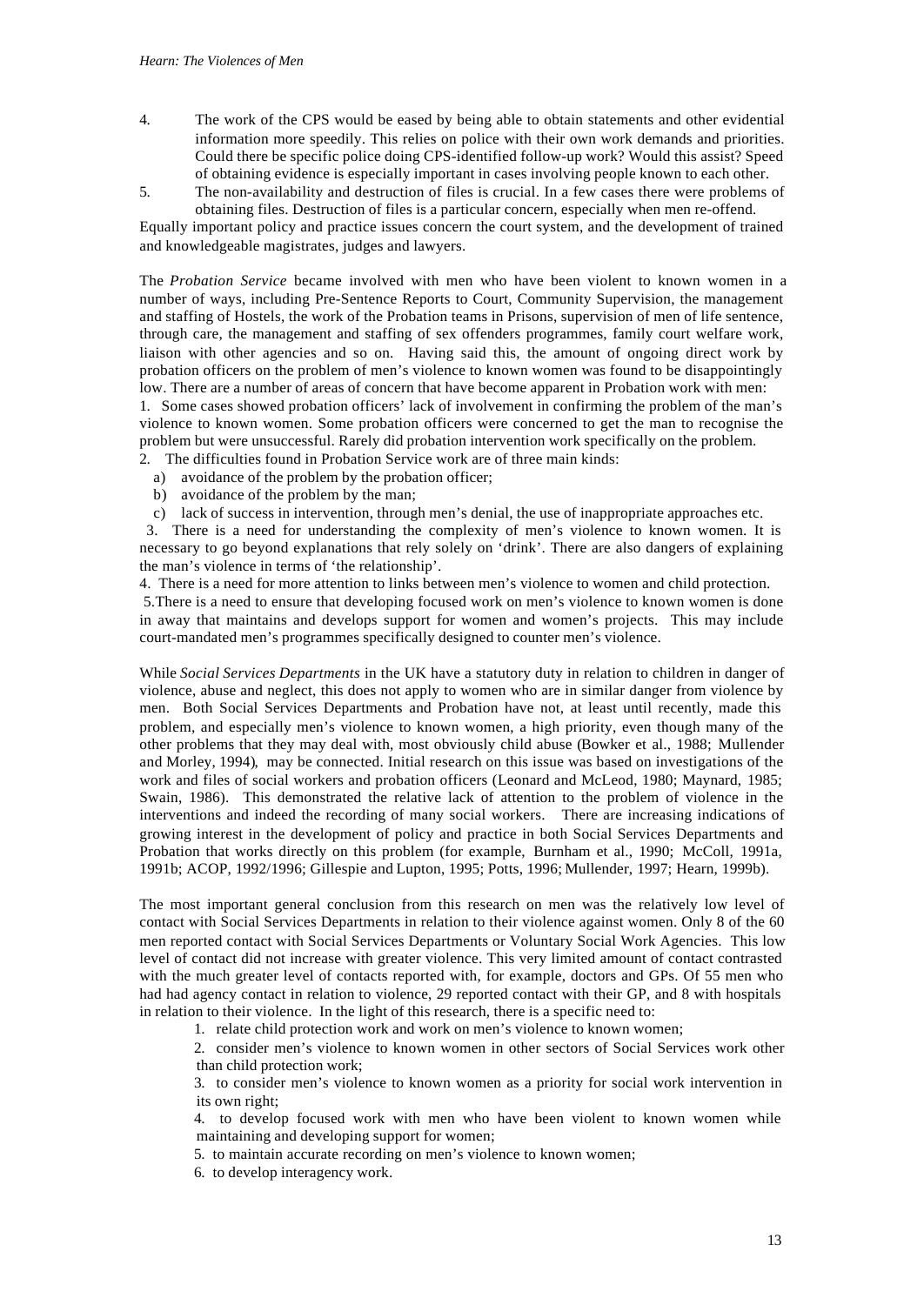4. The work of the CPS would be eased by being able to obtain statements and other evidential information more speedily. This relies on police with their own work demands and priorities. Could there be specific police doing CPS-identified follow-up work? Would this assist? Speed of obtaining evidence is especially important in cases involving people known to each other.
5. The non-availability and destruction of files is crucial. In a few cases there were problems of obtaining files. Destruction of files is a particular concern, especially when men re-offend.

Equally important policy and practice issues concern the court system, and the development of trained and knowledgeable magistrates, judges and lawyers.

The *Probation Service* became involved with men who have been violent to known women in a number of ways, including Pre-Sentence Reports to Court, Community Supervision, the management and staffing of Hostels, the work of the Probation teams in Prisons, supervision of men of life sentence, through care, the management and staffing of sex offenders programmes, family court welfare work, liaison with other agencies and so on. Having said this, the amount of ongoing direct work by probation officers on the problem of men's violence to known women was found to be disappointingly low. There are a number of areas of concern that have become apparent in Probation work with men:

1. Some cases showed probation officers' lack of involvement in confirming the problem of the man's violence to known women. Some probation officers were concerned to get the man to recognise the problem but were unsuccessful. Rarely did probation intervention work specifically on the problem.
2. The difficulties found in Probation Service work are of three main kinds:
   a) avoidance of the problem by the probation officer;
   b) avoidance of the problem by the man;
   c) lack of success in intervention, through men's denial, the use of inappropriate approaches etc.
3. There is a need for understanding the complexity of men's violence to known women. It is necessary to go beyond explanations that rely solely on 'drink'. There are also dangers of explaining the man's violence in terms of 'the relationship'.
4. There is a need for more attention to links between men's violence to women and child protection.
5. There is a need to ensure that developing focused work on men's violence to known women is done in away that maintains and develops support for women and women's projects. This may include court-mandated men's programmes specifically designed to counter men's violence.

While *Social Services Departments* in the UK have a statutory duty in relation to children in danger of violence, abuse and neglect, this does not apply to women who are in similar danger from violence by men. Both Social Services Departments and Probation have not, at least until recently, made this problem, and especially men's violence to known women, a high priority, even though many of the other problems that they may deal with, most obviously child abuse (Bowker et al., 1988; Mullender and Morley, 1994), may be connected. Initial research on this issue was based on investigations of the work and files of social workers and probation officers (Leonard and McLeod, 1980; Maynard, 1985; Swain, 1986). This demonstrated the relative lack of attention to the problem of violence in the interventions and indeed the recording of many social workers. There are increasing indications of growing interest in the development of policy and practice in both Social Services Departments and Probation that works directly on this problem (for example, Burnham et al., 1990; McColl, 1991a, 1991b; ACOP, 1992/1996; Gillespie and Lupton, 1995; Potts, 1996; Mullender, 1997; Hearn, 1999b).

The most important general conclusion from this research on men was the relatively low level of contact with Social Services Departments in relation to their violence against women. Only 8 of the 60 men reported contact with Social Services Departments or Voluntary Social Work Agencies. This low level of contact did not increase with greater violence. This very limited amount of contact contrasted with the much greater level of contacts reported with, for example, doctors and GPs. Of 55 men who had had agency contact in relation to violence, 29 reported contact with their GP, and 8 with hospitals in relation to their violence. In the light of this research, there is a specific need to:

1. relate child protection work and work on men's violence to known women;
2. consider men's violence to known women in other sectors of Social Services work other than child protection work;
3. to consider men's violence to known women as a priority for social work intervention in its own right;
4. to develop focused work with men who have been violent to known women while maintaining and developing support for women;
5. to maintain accurate recording on men's violence to known women;
6. to develop interagency work.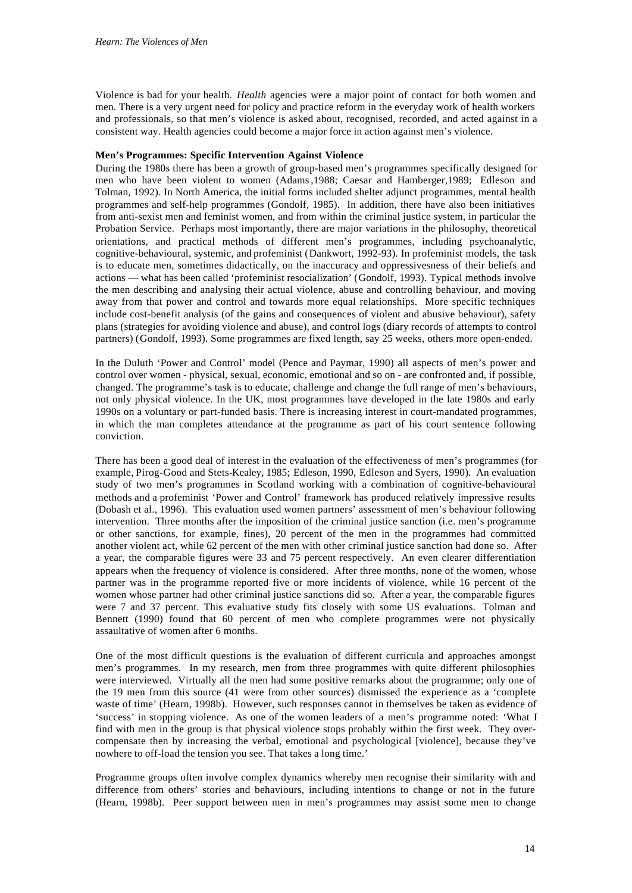Violence is bad for your health. *Health* agencies were a major point of contact for both women and men. There is a very urgent need for policy and practice reform in the everyday work of health workers and professionals, so that men's violence is asked about, recognised, recorded, and acted against in a consistent way. Health agencies could become a major force in action against men's violence.

**Men's Programmes: Specific Intervention Against Violence**

During the 1980s there has been a growth of group-based men's programmes specifically designed for men who have been violent to women (Adams ,1988; Caesar and Hamberger,1989; Edleson and Tolman, 1992). In North America, the initial forms included shelter adjunct programmes, mental health programmes and self-help programmes (Gondolf, 1985). In addition, there have also been initiatives from anti-sexist men and feminist women, and from within the criminal justice system, in particular the Probation Service. Perhaps most importantly, there are major variations in the philosophy, theoretical orientations, and practical methods of different men's programmes, including psychoanalytic, cognitive-behavioural, systemic, and profeminist (Dankwort, 1992-93). In profeminist models, the task is to educate men, sometimes didactically, on the inaccuracy and oppressivesness of their beliefs and actions — what has been called 'profeminist resocialization' (Gondolf, 1993). Typical methods involve the men describing and analysing their actual violence, abuse and controlling behaviour, and moving away from that power and control and towards more equal relationships. More specific techniques include cost-benefit analysis (of the gains and consequences of violent and abusive behaviour), safety plans (strategies for avoiding violence and abuse), and control logs (diary records of attempts to control partners) (Gondolf, 1993). Some programmes are fixed length, say 25 weeks, others more open-ended.

In the Duluth 'Power and Control' model (Pence and Paymar, 1990) all aspects of men's power and control over women - physical, sexual, economic, emotional and so on - are confronted and, if possible, changed. The programme's task is to educate, challenge and change the full range of men's behaviours, not only physical violence. In the UK, most programmes have developed in the late 1980s and early 1990s on a voluntary or part-funded basis. There is increasing interest in court-mandated programmes, in which the man completes attendance at the programme as part of his court sentence following conviction.

There has been a good deal of interest in the evaluation of the effectiveness of men's programmes (for example, Pirog-Good and Stets-Kealey, 1985; Edleson, 1990, Edleson and Syers, 1990). An evaluation study of two men's programmes in Scotland working with a combination of cognitive-behavioural methods and a profeminist 'Power and Control' framework has produced relatively impressive results (Dobash et al., 1996). This evaluation used women partners' assessment of men's behaviour following intervention. Three months after the imposition of the criminal justice sanction (i.e. men's programme or other sanctions, for example, fines), 20 percent of the men in the programmes had committed another violent act, while 62 percent of the men with other criminal justice sanction had done so. After a year, the comparable figures were 33 and 75 percent respectively. An even clearer differentiation appears when the frequency of violence is considered. After three months, none of the women, whose partner was in the programme reported five or more incidents of violence, while 16 percent of the women whose partner had other criminal justice sanctions did so. After a year, the comparable figures were 7 and 37 percent. This evaluative study fits closely with some US evaluations. Tolman and Bennett (1990) found that 60 percent of men who complete programmes were not physically assaultative of women after 6 months.

One of the most difficult questions is the evaluation of different curricula and approaches amongst men's programmes. In my research, men from three programmes with quite different philosophies were interviewed. Virtually all the men had some positive remarks about the programme; only one of the 19 men from this source (41 were from other sources) dismissed the experience as a 'complete waste of time' (Hearn, 1998b). However, such responses cannot in themselves be taken as evidence of 'success' in stopping violence. As one of the women leaders of a men's programme noted: 'What I find with men in the group is that physical violence stops probably within the first week. They over-compensate then by increasing the verbal, emotional and psychological [violence], because they've nowhere to off-load the tension you see. That takes a long time.'

Programme groups often involve complex dynamics whereby men recognise their similarity with and difference from others' stories and behaviours, including intentions to change or not in the future (Hearn, 1998b). Peer support between men in men's programmes may assist some men to change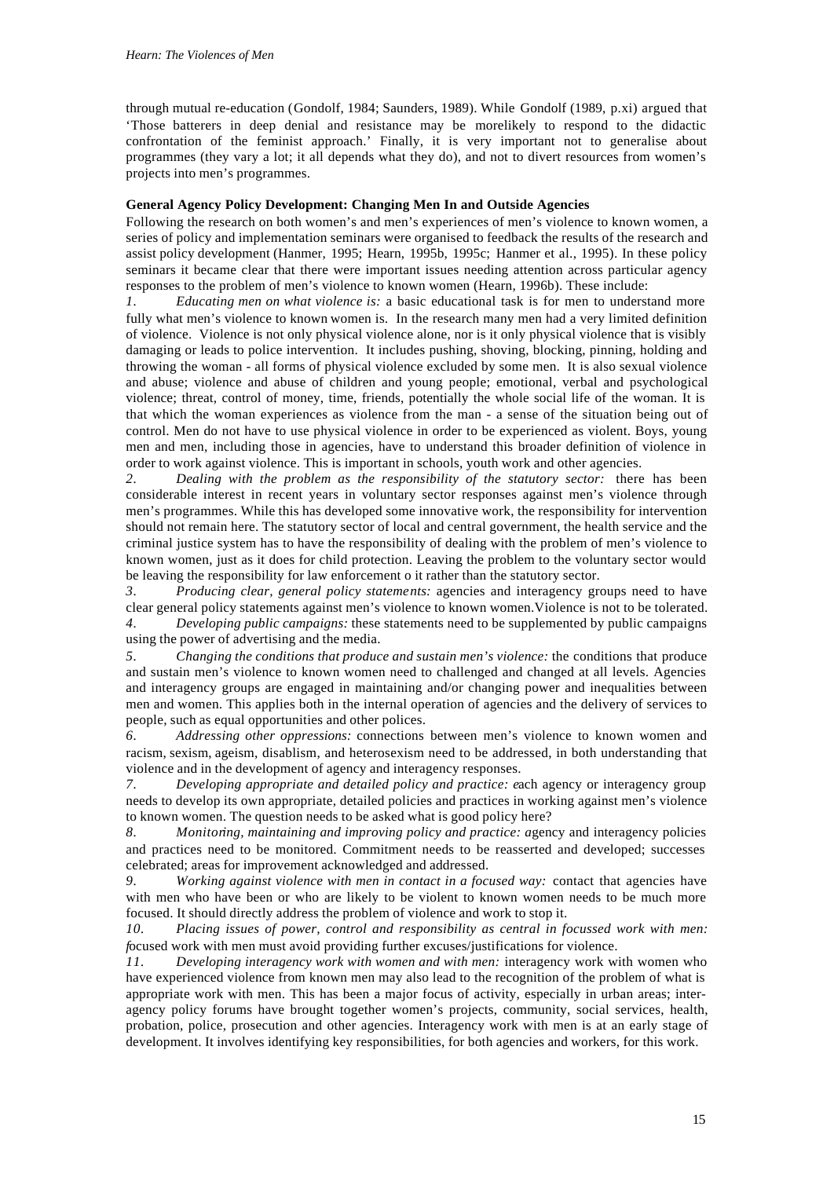through mutual re-education (Gondolf, 1984; Saunders, 1989). While Gondolf (1989, p.xi) argued that 'Those batterers in deep denial and resistance may be morelikely to respond to the didactic confrontation of the feminist approach.' Finally, it is very important not to generalise about programmes (they vary a lot; it all depends what they do), and not to divert resources from women's projects into men's programmes.

**General Agency Policy Development: Changing Men In and Outside Agencies**

Following the research on both women's and men's experiences of men's violence to known women, a series of policy and implementation seminars were organised to feedback the results of the research and assist policy development (Hanmer, 1995; Hearn, 1995b, 1995c; Hanmer et al., 1995). In these policy seminars it became clear that there were important issues needing attention across particular agency responses to the problem of men's violence to known women (Hearn, 1996b). These include:

1. *Educating men on what violence is:* a basic educational task is for men to understand more fully what men's violence to known women is. In the research many men had a very limited definition of violence. Violence is not only physical violence alone, nor is it only physical violence that is visibly damaging or leads to police intervention. It includes pushing, shoving, blocking, pinning, holding and throwing the woman - all forms of physical violence excluded by some men. It is also sexual violence and abuse; violence and abuse of children and young people; emotional, verbal and psychological violence; threat, control of money, time, friends, potentially the whole social life of the woman. It is that which the woman experiences as violence from the man - a sense of the situation being out of control. Men do not have to use physical violence in order to be experienced as violent. Boys, young men and men, including those in agencies, have to understand this broader definition of violence in order to work against violence. This is important in schools, youth work and other agencies.

2. *Dealing with the problem as the responsibility of the statutory sector:* there has been considerable interest in recent years in voluntary sector responses against men's violence through men's programmes. While this has developed some innovative work, the responsibility for intervention should not remain here. The statutory sector of local and central government, the health service and the criminal justice system has to have the responsibility of dealing with the problem of men's violence to known women, just as it does for child protection. Leaving the problem to the voluntary sector would be leaving the responsibility for law enforcement o it rather than the statutory sector.

3. *Producing clear, general policy statements:* agencies and interagency groups need to have clear general policy statements against men's violence to known women.Violence is not to be tolerated.

4. *Developing public campaigns:* these statements need to be supplemented by public campaigns using the power of advertising and the media.

5. *Changing the conditions that produce and sustain men's violence:* the conditions that produce and sustain men's violence to known women need to challenged and changed at all levels. Agencies and interagency groups are engaged in maintaining and/or changing power and inequalities between men and women. This applies both in the internal operation of agencies and the delivery of services to people, such as equal opportunities and other polices.

6. *Addressing other oppressions:* connections between men's violence to known women and racism, sexism, ageism, disablism, and heterosexism need to be addressed, in both understanding that violence and in the development of agency and interagency responses.

7. *Developing appropriate and detailed policy and practice:* each agency or interagency group needs to develop its own appropriate, detailed policies and practices in working against men's violence to known women. The question needs to be asked what is good policy here?

8. *Monitoring, maintaining and improving policy and practice:* agency and interagency policies and practices need to be monitored. Commitment needs to be reasserted and developed; successes celebrated; areas for improvement acknowledged and addressed.

9. *Working against violence with men in contact in a focused way:* contact that agencies have with men who have been or who are likely to be violent to known women needs to be much more focused. It should directly address the problem of violence and work to stop it.

10. *Placing issues of power, control and responsibility as central in focussed work with men:* focused work with men must avoid providing further excuses/justifications for violence.

11. *Developing interagency work with women and with men:* interagency work with women who have experienced violence from known men may also lead to the recognition of the problem of what is appropriate work with men. This has been a major focus of activity, especially in urban areas; inter-agency policy forums have brought together women's projects, community, social services, health, probation, police, prosecution and other agencies. Interagency work with men is at an early stage of development. It involves identifying key responsibilities, for both agencies and workers, for this work.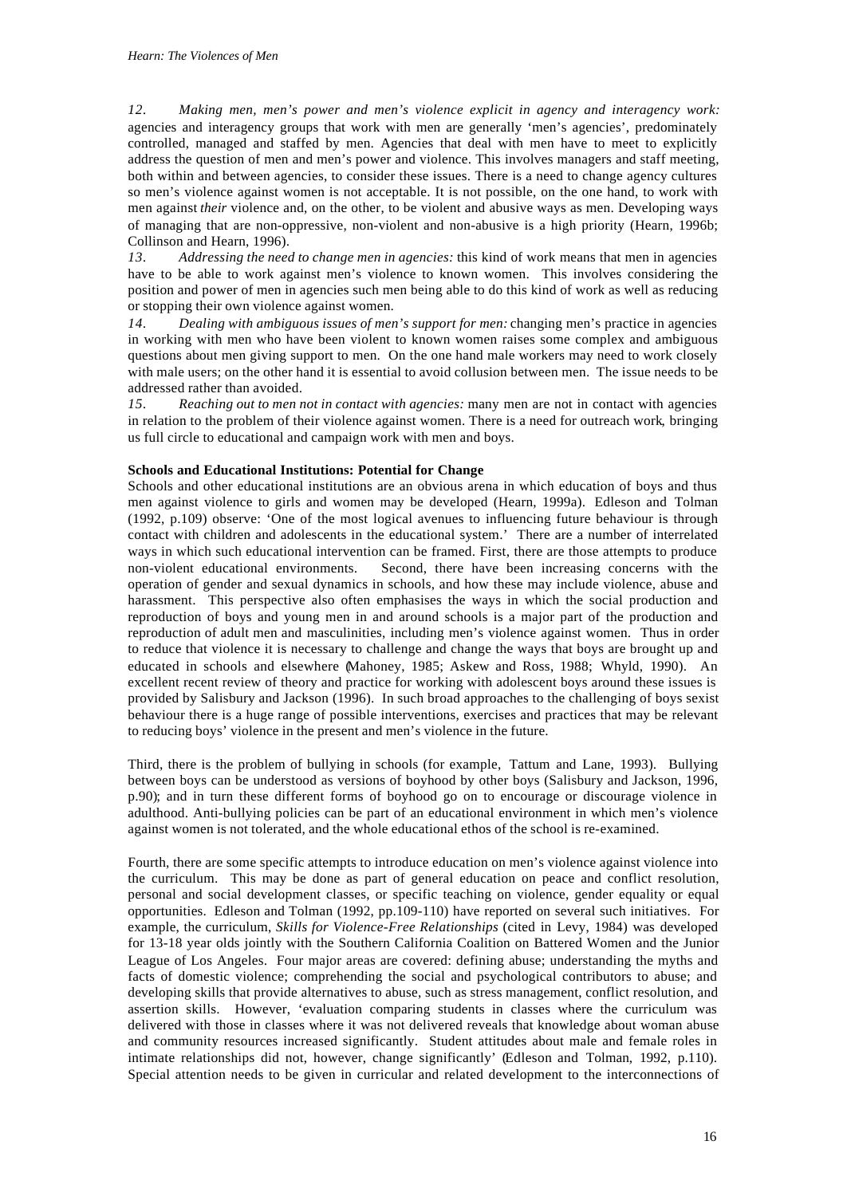*12. Making men, men's power and men's violence explicit in agency and interagency work:* agencies and interagency groups that work with men are generally 'men's agencies', predominately controlled, managed and staffed by men. Agencies that deal with men have to meet to explicitly address the question of men and men's power and violence. This involves managers and staff meeting, both within and between agencies, to consider these issues. There is a need to change agency cultures so men's violence against women is not acceptable. It is not possible, on the one hand, to work with men against *their* violence and, on the other, to be violent and abusive ways as men. Developing ways of managing that are non-oppressive, non-violent and non-abusive is a high priority (Hearn, 1996b; Collinson and Hearn, 1996).

*13. Addressing the need to change men in agencies:* this kind of work means that men in agencies have to be able to work against men's violence to known women. This involves considering the position and power of men in agencies such men being able to do this kind of work as well as reducing or stopping their own violence against women.

*14. Dealing with ambiguous issues of men's support for men:* changing men's practice in agencies in working with men who have been violent to known women raises some complex and ambiguous questions about men giving support to men. On the one hand male workers may need to work closely with male users; on the other hand it is essential to avoid collusion between men. The issue needs to be addressed rather than avoided.

*15. Reaching out to men not in contact with agencies:* many men are not in contact with agencies in relation to the problem of their violence against women. There is a need for outreach work, bringing us full circle to educational and campaign work with men and boys.

**Schools and Educational Institutions: Potential for Change**

Schools and other educational institutions are an obvious arena in which education of boys and thus men against violence to girls and women may be developed (Hearn, 1999a). Edleson and Tolman (1992, p.109) observe: 'One of the most logical avenues to influencing future behaviour is through contact with children and adolescents in the educational system.' There are a number of interrelated ways in which such educational intervention can be framed. First, there are those attempts to produce non-violent educational environments. Second, there have been increasing concerns with the operation of gender and sexual dynamics in schools, and how these may include violence, abuse and harassment. This perspective also often emphasises the ways in which the social production and reproduction of boys and young men in and around schools is a major part of the production and reproduction of adult men and masculinities, including men's violence against women. Thus in order to reduce that violence it is necessary to challenge and change the ways that boys are brought up and educated in schools and elsewhere (Mahoney, 1985; Askew and Ross, 1988; Whyld, 1990). An excellent recent review of theory and practice for working with adolescent boys around these issues is provided by Salisbury and Jackson (1996). In such broad approaches to the challenging of boys sexist behaviour there is a huge range of possible interventions, exercises and practices that may be relevant to reducing boys' violence in the present and men's violence in the future.

Third, there is the problem of bullying in schools (for example, Tattum and Lane, 1993). Bullying between boys can be understood as versions of boyhood by other boys (Salisbury and Jackson, 1996, p.90); and in turn these different forms of boyhood go on to encourage or discourage violence in adulthood. Anti-bullying policies can be part of an educational environment in which men's violence against women is not tolerated, and the whole educational ethos of the school is re-examined.

Fourth, there are some specific attempts to introduce education on men's violence against violence into the curriculum. This may be done as part of general education on peace and conflict resolution, personal and social development classes, or specific teaching on violence, gender equality or equal opportunities. Edleson and Tolman (1992, pp.109-110) have reported on several such initiatives. For example, the curriculum, *Skills for Violence-Free Relationships* (cited in Levy, 1984) was developed for 13-18 year olds jointly with the Southern California Coalition on Battered Women and the Junior League of Los Angeles. Four major areas are covered: defining abuse; understanding the myths and facts of domestic violence; comprehending the social and psychological contributors to abuse; and developing skills that provide alternatives to abuse, such as stress management, conflict resolution, and assertion skills. However, 'evaluation comparing students in classes where the curriculum was delivered with those in classes where it was not delivered reveals that knowledge about woman abuse and community resources increased significantly. Student attitudes about male and female roles in intimate relationships did not, however, change significantly' (Edleson and Tolman, 1992, p.110). Special attention needs to be given in curricular and related development to the interconnections of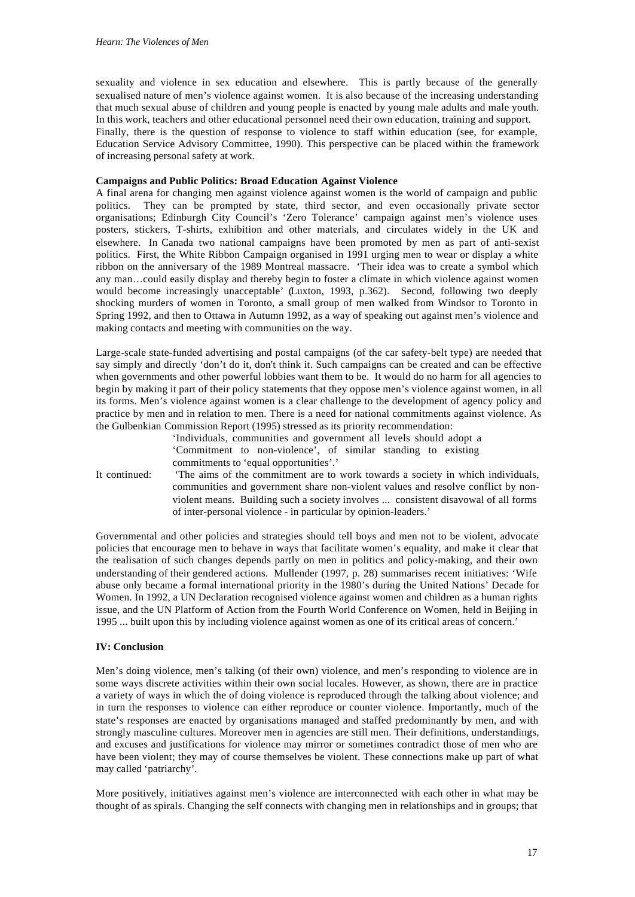sexuality and violence in sex education and elsewhere. This is partly because of the generally sexualised nature of men's violence against women. It is also because of the increasing understanding that much sexual abuse of children and young people is enacted by young male adults and male youth. In this work, teachers and other educational personnel need their own education, training and support. Finally, there is the question of response to violence to staff within education (see, for example, Education Service Advisory Committee, 1990). This perspective can be placed within the framework of increasing personal safety at work.

**Campaigns and Public Politics: Broad Education Against Violence**

A final arena for changing men against violence against women is the world of campaign and public politics. They can be prompted by state, third sector, and even occasionally private sector organisations; Edinburgh City Council's 'Zero Tolerance' campaign against men's violence uses posters, stickers, T-shirts, exhibition and other materials, and circulates widely in the UK and elsewhere. In Canada two national campaigns have been promoted by men as part of anti-sexist politics. First, the White Ribbon Campaign organised in 1991 urging men to wear or display a white ribbon on the anniversary of the 1989 Montreal massacre. 'Their idea was to create a symbol which any man…could easily display and thereby begin to foster a climate in which violence against women would become increasingly unacceptable' (Luxton, 1993, p.362). Second, following two deeply shocking murders of women in Toronto, a small group of men walked from Windsor to Toronto in Spring 1992, and then to Ottawa in Autumn 1992, as a way of speaking out against men's violence and making contacts and meeting with communities on the way.

Large-scale state-funded advertising and postal campaigns (of the car safety-belt type) are needed that say simply and directly 'don't do it, don't think it. Such campaigns can be created and can be effective when governments and other powerful lobbies want them to be. It would do no harm for all agencies to begin by making it part of their policy statements that they oppose men's violence against women, in all its forms. Men's violence against women is a clear challenge to the development of agency policy and practice by men and in relation to men. There is a need for national commitments against violence. As the Gulbenkian Commission Report (1995) stressed as its priority recommendation:

> 'Individuals, communities and government all levels should adopt a 'Commitment to non-violence', of similar standing to existing commitments to 'equal opportunities'.'

It continued:

> 'The aims of the commitment are to work towards a society in which individuals, communities and government share non-violent values and resolve conflict by non-violent means. Building such a society involves ... consistent disavowal of all forms of inter-personal violence - in particular by opinion-leaders.'

Governmental and other policies and strategies should tell boys and men not to be violent, advocate policies that encourage men to behave in ways that facilitate women's equality, and make it clear that the realisation of such changes depends partly on men in politics and policy-making, and their own understanding of their gendered actions. Mullender (1997, p. 28) summarises recent initiatives: 'Wife abuse only became a formal international priority in the 1980's during the United Nations' Decade for Women. In 1992, a UN Declaration recognised violence against women and children as a human rights issue, and the UN Platform of Action from the Fourth World Conference on Women, held in Beijing in 1995 ... built upon this by including violence against women as one of its critical areas of concern.'

**IV: Conclusion**

Men's doing violence, men's talking (of their own) violence, and men's responding to violence are in some ways discrete activities within their own social locales. However, as shown, there are in practice a variety of ways in which the of doing violence is reproduced through the talking about violence; and in turn the responses to violence can either reproduce or counter violence. Importantly, much of the state's responses are enacted by organisations managed and staffed predominantly by men, and with strongly masculine cultures. Moreover men in agencies are still men. Their definitions, understandings, and excuses and justifications for violence may mirror or sometimes contradict those of men who are have been violent; they may of course themselves be violent. These connections make up part of what may called 'patriarchy'.

More positively, initiatives against men's violence are interconnected with each other in what may be thought of as spirals. Changing the self connects with changing men in relationships and in groups; that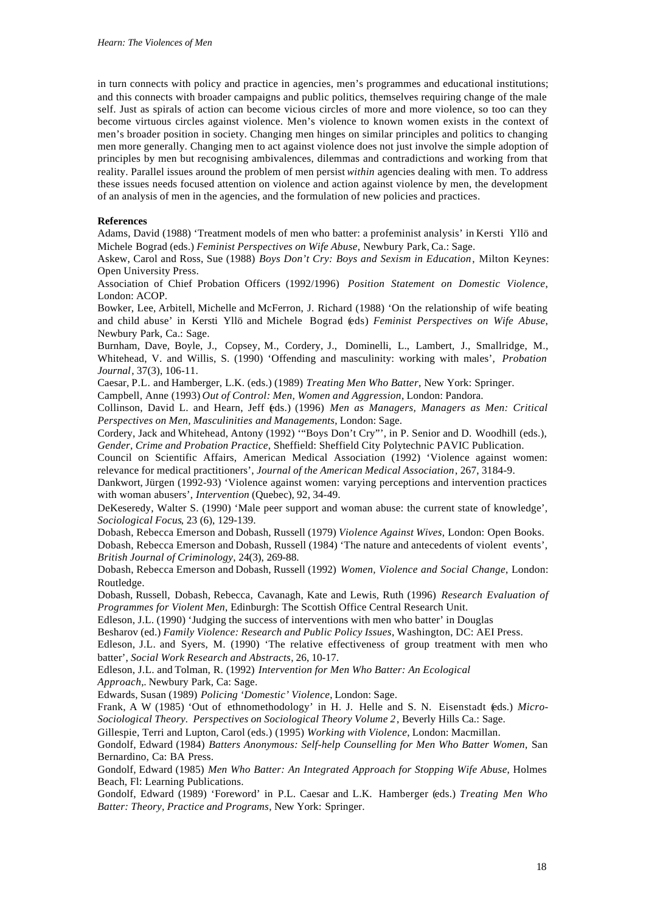in turn connects with policy and practice in agencies, men's programmes and educational institutions; and this connects with broader campaigns and public politics, themselves requiring change of the male self. Just as spirals of action can become vicious circles of more and more violence, so too can they become virtuous circles against violence. Men's violence to known women exists in the context of men's broader position in society. Changing men hinges on similar principles and politics to changing men more generally. Changing men to act against violence does not just involve the simple adoption of principles by men but recognising ambivalences, dilemmas and contradictions and working from that reality. Parallel issues around the problem of men persist *within* agencies dealing with men. To address these issues needs focused attention on violence and action against violence by men, the development of an analysis of men in the agencies, and the formulation of new policies and practices.

**References**

Adams, David (1988) 'Treatment models of men who batter: a profeminist analysis' in Kersti Yllö and Michele Bograd (eds.) *Feminist Perspectives on Wife Abuse*, Newbury Park, Ca.: Sage.

Askew, Carol and Ross, Sue (1988) *Boys Don't Cry: Boys and Sexism in Education*, Milton Keynes: Open University Press.

Association of Chief Probation Officers (1992/1996) *Position Statement on Domestic Violence*, London: ACOP.

Bowker, Lee, Arbitell, Michelle and McFerron, J. Richard (1988) 'On the relationship of wife beating and child abuse' in Kersti Yllö and Michele Bograd (eds) *Feminist Perspectives on Wife Abuse*, Newbury Park, Ca.: Sage.

Burnham, Dave, Boyle, J., Copsey, M., Cordery, J., Dominelli, L., Lambert, J., Smallridge, M., Whitehead, V. and Willis, S. (1990) 'Offending and masculinity: working with males', *Probation Journal*, 37(3), 106-11.

Caesar, P.L. and Hamberger, L.K. (eds.) (1989) *Treating Men Who Batter*, New York: Springer.

Campbell, Anne (1993) *Out of Control: Men, Women and Aggression*, London: Pandora.

Collinson, David L. and Hearn, Jeff (eds.) (1996) *Men as Managers, Managers as Men: Critical Perspectives on Men, Masculinities and Managements*, London: Sage.

Cordery, Jack and Whitehead, Antony (1992) '"Boys Don't Cry"', in P. Senior and D. Woodhill (eds.), *Gender, Crime and Probation Practice*, Sheffield: Sheffield City Polytechnic PAVIC Publication.

Council on Scientific Affairs, American Medical Association (1992) 'Violence against women: relevance for medical practitioners', *Journal of the American Medical Association*, 267, 3184-9.

Dankwort, Jürgen (1992-93) 'Violence against women: varying perceptions and intervention practices with woman abusers', *Intervention* (Quebec), 92, 34-49.

DeKeseredy, Walter S. (1990) 'Male peer support and woman abuse: the current state of knowledge', *Sociological Focus*, 23 (6), 129-139.

Dobash, Rebecca Emerson and Dobash, Russell (1979) *Violence Against Wives*, London: Open Books.

Dobash, Rebecca Emerson and Dobash, Russell (1984) 'The nature and antecedents of violent events', *British Journal of Criminology*, 24(3), 269-88.

Dobash, Rebecca Emerson and Dobash, Russell (1992) *Women, Violence and Social Change*, London: Routledge.

Dobash, Russell, Dobash, Rebecca, Cavanagh, Kate and Lewis, Ruth (1996) *Research Evaluation of Programmes for Violent Men*, Edinburgh: The Scottish Office Central Research Unit.

Edleson, J.L. (1990) 'Judging the success of interventions with men who batter' in Douglas Besharov (ed.) *Family Violence: Research and Public Policy Issues*, Washington, DC: AEI Press.

Edleson, J.L. and Syers, M. (1990) 'The relative effectiveness of group treatment with men who batter', *Social Work Research and Abstracts*, 26, 10-17.

Edleson, J.L. and Tolman, R. (1992) *Intervention for Men Who Batter: An Ecological Approach*,. Newbury Park, Ca: Sage.

Edwards, Susan (1989) *Policing 'Domestic' Violence*, London: Sage.

Frank, A W (1985) 'Out of ethnomethodology' in H. J. Helle and S. N. Eisenstadt (eds.) *Micro-Sociological Theory. Perspectives on Sociological Theory Volume 2*, Beverly Hills Ca.: Sage.

Gillespie, Terri and Lupton, Carol (eds.) (1995) *Working with Violence*, London: Macmillan.

Gondolf, Edward (1984) *Batters Anonymous: Self-help Counselling for Men Who Batter Women*, San Bernardino, Ca: BA Press.

Gondolf, Edward (1985) *Men Who Batter: An Integrated Approach for Stopping Wife Abuse*, Holmes Beach, Fl: Learning Publications.

Gondolf, Edward (1989) 'Foreword' in P.L. Caesar and L.K. Hamberger (eds.) *Treating Men Who Batter: Theory, Practice and Programs*, New York: Springer.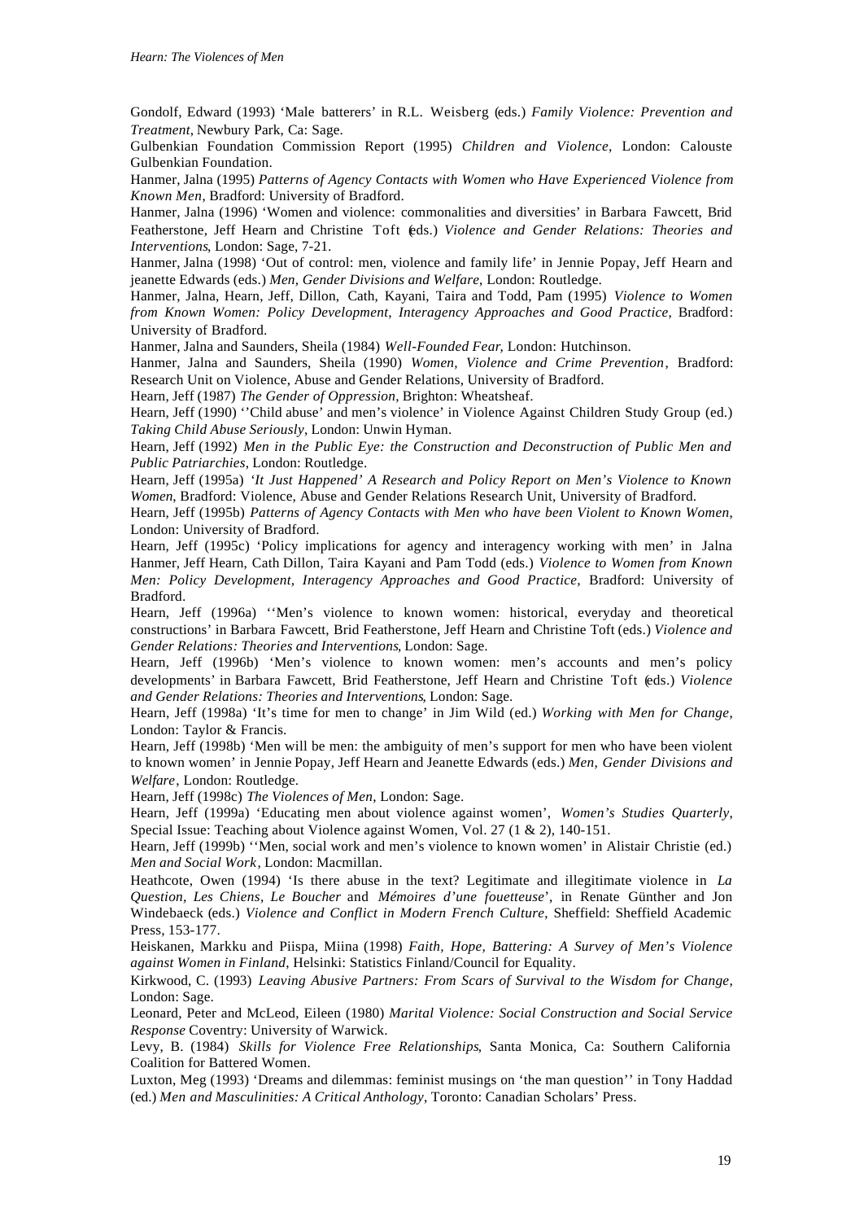Gondolf, Edward (1993) 'Male batterers' in R.L. Weisberg (eds.) *Family Violence: Prevention and Treatment*, Newbury Park, Ca: Sage.

Gulbenkian Foundation Commission Report (1995) *Children and Violence*, London: Calouste Gulbenkian Foundation.

Hanmer, Jalna (1995) *Patterns of Agency Contacts with Women who Have Experienced Violence from Known Men*, Bradford: University of Bradford.

Hanmer, Jalna (1996) 'Women and violence: commonalities and diversities' in Barbara Fawcett, Brid Featherstone, Jeff Hearn and Christine Toft (eds.) *Violence and Gender Relations: Theories and Interventions*, London: Sage, 7-21.

Hanmer, Jalna (1998) 'Out of control: men, violence and family life' in Jennie Popay, Jeff Hearn and jeanette Edwards (eds.) *Men, Gender Divisions and Welfare*, London: Routledge.

Hanmer, Jalna, Hearn, Jeff, Dillon, Cath, Kayani, Taira and Todd, Pam (1995) *Violence to Women from Known Women: Policy Development, Interagency Approaches and Good Practice*, Bradford: University of Bradford.

Hanmer, Jalna and Saunders, Sheila (1984) *Well-Founded Fear*, London: Hutchinson.

Hanmer, Jalna and Saunders, Sheila (1990) *Women, Violence and Crime Prevention*, Bradford: Research Unit on Violence, Abuse and Gender Relations, University of Bradford.

Hearn, Jeff (1987) *The Gender of Oppression*, Brighton: Wheatsheaf.

Hearn, Jeff (1990) ''Child abuse' and men's violence' in Violence Against Children Study Group (ed.) *Taking Child Abuse Seriously*, London: Unwin Hyman.

Hearn, Jeff (1992) *Men in the Public Eye: the Construction and Deconstruction of Public Men and Public Patriarchies*, London: Routledge.

Hearn, Jeff (1995a) *'It Just Happened' A Research and Policy Report on Men's Violence to Known Women*, Bradford: Violence, Abuse and Gender Relations Research Unit, University of Bradford.

Hearn, Jeff (1995b) *Patterns of Agency Contacts with Men who have been Violent to Known Women*, London: University of Bradford.

Hearn, Jeff (1995c) 'Policy implications for agency and interagency working with men' in Jalna Hanmer, Jeff Hearn, Cath Dillon, Taira Kayani and Pam Todd (eds.) *Violence to Women from Known Men: Policy Development, Interagency Approaches and Good Practice*, Bradford: University of Bradford.

Hearn, Jeff (1996a) ''Men's violence to known women: historical, everyday and theoretical constructions' in Barbara Fawcett, Brid Featherstone, Jeff Hearn and Christine Toft (eds.) *Violence and Gender Relations: Theories and Interventions*, London: Sage.

Hearn, Jeff (1996b) 'Men's violence to known women: men's accounts and men's policy developments' in Barbara Fawcett, Brid Featherstone, Jeff Hearn and Christine Toft (eds.) *Violence and Gender Relations: Theories and Interventions*, London: Sage.

Hearn, Jeff (1998a) 'It's time for men to change' in Jim Wild (ed.) *Working with Men for Change*, London: Taylor & Francis.

Hearn, Jeff (1998b) 'Men will be men: the ambiguity of men's support for men who have been violent to known women' in Jennie Popay, Jeff Hearn and Jeanette Edwards (eds.) *Men, Gender Divisions and Welfare*, London: Routledge.

Hearn, Jeff (1998c) *The Violences of Men*, London: Sage.

Hearn, Jeff (1999a) 'Educating men about violence against women', *Women's Studies Quarterly*, Special Issue: Teaching about Violence against Women, Vol. 27 (1 & 2), 140-151.

Hearn, Jeff (1999b) ''Men, social work and men's violence to known women' in Alistair Christie (ed.) *Men and Social Work*, London: Macmillan.

Heathcote, Owen (1994) 'Is there abuse in the text? Legitimate and illegitimate violence in *La Question*, *Les Chiens*, *Le Boucher* and *Mémoires d'une fouetteuse*', in Renate Günther and Jon Windebaeck (eds.) *Violence and Conflict in Modern French Culture*, Sheffield: Sheffield Academic Press, 153-177.

Heiskanen, Markku and Piispa, Miina (1998) *Faith, Hope, Battering: A Survey of Men's Violence against Women in Finland*, Helsinki: Statistics Finland/Council for Equality.

Kirkwood, C. (1993) *Leaving Abusive Partners: From Scars of Survival to the Wisdom for Change*, London: Sage.

Leonard, Peter and McLeod, Eileen (1980) *Marital Violence: Social Construction and Social Service Response* Coventry: University of Warwick.

Levy, B. (1984) *Skills for Violence Free Relationships*, Santa Monica, Ca: Southern California Coalition for Battered Women.

Luxton, Meg (1993) 'Dreams and dilemmas: feminist musings on 'the man question'' in Tony Haddad (ed.) *Men and Masculinities: A Critical Anthology*, Toronto: Canadian Scholars' Press.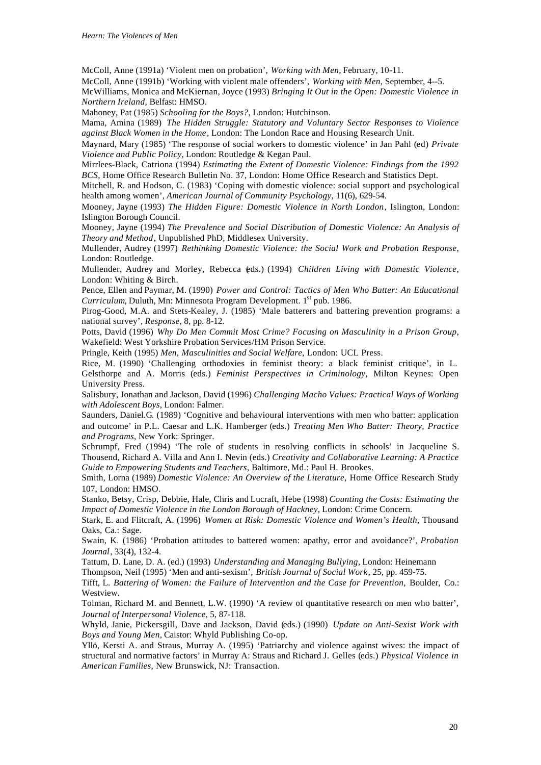McColl, Anne (1991a) 'Violent men on probation', *Working with Men*, February, 10-11.

McColl, Anne (1991b) 'Working with violent male offenders', *Working with Men*, September, 4--5.

McWilliams, Monica and McKiernan, Joyce (1993) *Bringing It Out in the Open: Domestic Violence in Northern Ireland*, Belfast: HMSO.

Mahoney, Pat (1985) *Schooling for the Boys?*, London: Hutchinson.

Mama, Amina (1989) *The Hidden Struggle: Statutory and Voluntary Sector Responses to Violence against Black Women in the Home*, London: The London Race and Housing Research Unit.

Maynard, Mary (1985) 'The response of social workers to domestic violence' in Jan Pahl (ed) *Private Violence and Public Policy*, London: Routledge & Kegan Paul.

Mirrlees-Black, Catriona (1994) *Estimating the Extent of Domestic Violence: Findings from the 1992 BCS*, Home Office Research Bulletin No. 37, London: Home Office Research and Statistics Dept.

Mitchell, R. and Hodson, C. (1983) 'Coping with domestic violence: social support and psychological health among women', *American Journal of Community Psychology*, 11(6), 629-54.

Mooney, Jayne (1993) *The Hidden Figure: Domestic Violence in North London*, Islington, London: Islington Borough Council.

Mooney, Jayne (1994) *The Prevalence and Social Distribution of Domestic Violence: An Analysis of Theory and Method*, Unpublished PhD, Middlesex University.

Mullender, Audrey (1997) *Rethinking Domestic Violence: the Social Work and Probation Response*, London: Routledge.

Mullender, Audrey and Morley, Rebecca (eds.) (1994) *Children Living with Domestic Violence*, London: Whiting & Birch.

Pence, Ellen and Paymar, M. (1990) *Power and Control: Tactics of Men Who Batter: An Educational Curriculum*, Duluth, Mn: Minnesota Program Development. 1st pub. 1986.

Pirog-Good, M.A. and Stets-Kealey, J. (1985) 'Male batterers and battering prevention programs: a national survey', *Response*, 8, pp. 8-12.

Potts, David (1996) *Why Do Men Commit Most Crime? Focusing on Masculinity in a Prison Group*, Wakefield: West Yorkshire Probation Services/HM Prison Service.

Pringle, Keith (1995) *Men, Masculinities and Social Welfare*, London: UCL Press.

Rice, M. (1990) 'Challenging orthodoxies in feminist theory: a black feminist critique', in L. Gelsthorpe and A. Morris (eds.) *Feminist Perspectives in Criminology*, Milton Keynes: Open University Press.

Salisbury, Jonathan and Jackson, David (1996) *Challenging Macho Values: Practical Ways of Working with Adolescent Boys*, London: Falmer.

Saunders, Daniel.G. (1989) 'Cognitive and behavioural interventions with men who batter: application and outcome' in P.L. Caesar and L.K. Hamberger (eds.) *Treating Men Who Batter: Theory, Practice and Programs*, New York: Springer.

Schrumpf, Fred (1994) 'The role of students in resolving conflicts in schools' in Jacqueline S. Thousend, Richard A. Villa and Ann I. Nevin (eds.) *Creativity and Collaborative Learning: A Practice Guide to Empowering Students and Teachers*, Baltimore, Md.: Paul H. Brookes.

Smith, Lorna (1989) *Domestic Violence: An Overview of the Literature*, Home Office Research Study 107, London: HMSO.

Stanko, Betsy, Crisp, Debbie, Hale, Chris and Lucraft, Hebe (1998) *Counting the Costs: Estimating the Impact of Domestic Violence in the London Borough of Hackney*, London: Crime Concern.

Stark, E. and Flitcraft, A. (1996) *Women at Risk: Domestic Violence and Women's Health*, Thousand Oaks, Ca.: Sage.

Swain, K. (1986) 'Probation attitudes to battered women: apathy, error and avoidance?', *Probation Journal*, 33(4), 132-4.

Tattum, D. Lane, D. A. (ed.) (1993) *Understanding and Managing Bullying*, London: Heinemann

Thompson, Neil (1995) 'Men and anti-sexism', *British Journal of Social Work*, 25, pp. 459-75.

Tifft, L. *Battering of Women: the Failure of Intervention and the Case for Prevention*, Boulder, Co.: Westview.

Tolman, Richard M. and Bennett, L.W. (1990) 'A review of quantitative research on men who batter', *Journal of Interpersonal Violence*, 5, 87-118.

Whyld, Janie, Pickersgill, Dave and Jackson, David (eds.) (1990) *Update on Anti-Sexist Work with Boys and Young Men*, Caistor: Whyld Publishing Co-op.

Yllö, Kersti A. and Straus, Murray A. (1995) 'Patriarchy and violence against wives: the impact of structural and normative factors' in Murray A: Straus and Richard J. Gelles (eds.) *Physical Violence in American Families*, New Brunswick, NJ: Transaction.